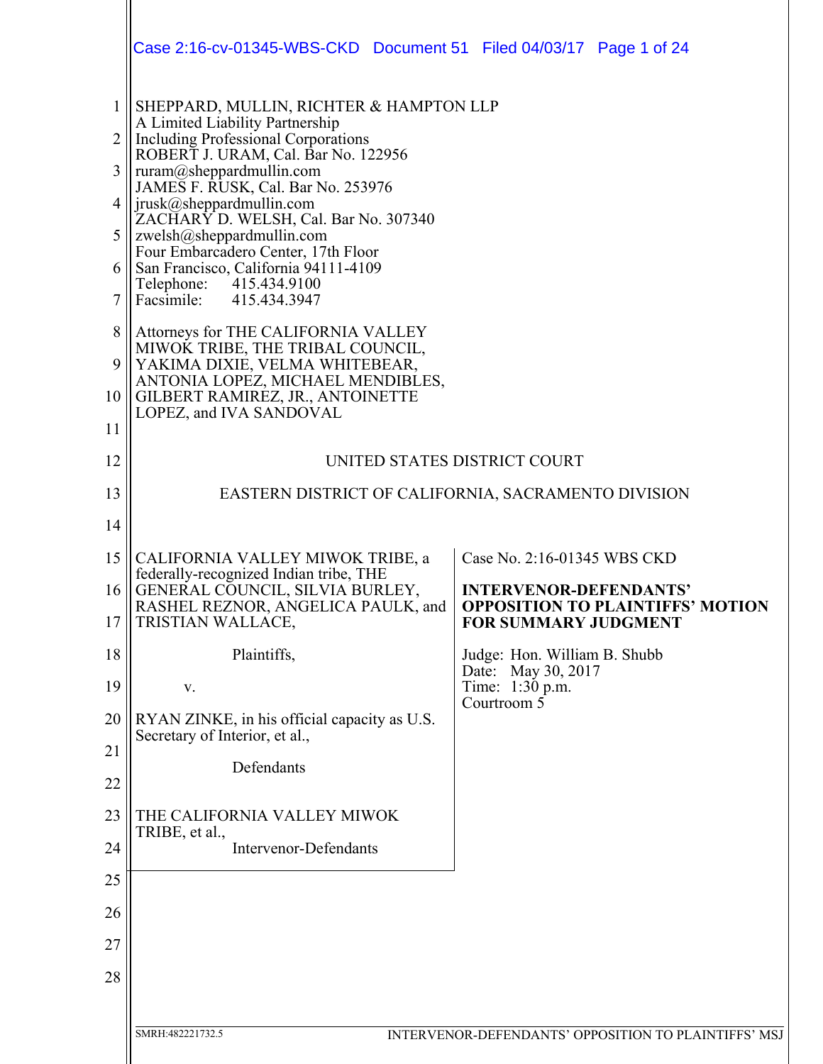SHEPPARD, MULLIN, RICHTER & HAMPTON LLP
A Limited Liability Partnership
Including Professional Corporations
ROBERT J. URAM, Cal. Bar No. 122956
ruram@sheppardmullin.com
JAMES F. RUSK, Cal. Bar No. 253976
jrusk@sheppardmullin.com
ZACHARY D. WELSH, Cal. Bar No. 307340
zwelsh@sheppardmullin.com
Four Embarcadero Center, 17th Floor
San Francisco, California 94111-4109
Telephone: 415.434.9100
Facsimile: 415.434.3947

Attorneys for THE CALIFORNIA VALLEY MIWOK TRIBE, THE TRIBAL COUNCIL, YAKIMA DIXIE, VELMA WHITEBEAR, ANTONIA LOPEZ, MICHAEL MENDIBLES, GILBERT RAMIREZ, JR., ANTOINETTE LOPEZ, and IVA SANDOVAL

UNITED STATES DISTRICT COURT

EASTERN DISTRICT OF CALIFORNIA, SACRAMENTO DIVISION

CALIFORNIA VALLEY MIWOK TRIBE, a federally-recognized Indian tribe, THE GENERAL COUNCIL, SILVIA BURLEY, RASHEL REZNOR, ANGELICA PAULK, and TRISTIAN WALLACE,

Plaintiffs,

v.

RYAN ZINKE, in his official capacity as U.S. Secretary of Interior, et al.,

Defendants

THE CALIFORNIA VALLEY MIWOK TRIBE, et al.,

Intervenor-Defendants

Case No. 2:16-01345 WBS CKD

**INTERVENOR-DEFENDANTS' OPPOSITION TO PLAINTIFFS' MOTION FOR SUMMARY JUDGMENT**

Judge: Hon. William B. Shubb
Date: May 30, 2017
Time: 1:30 p.m.
Courtroom 5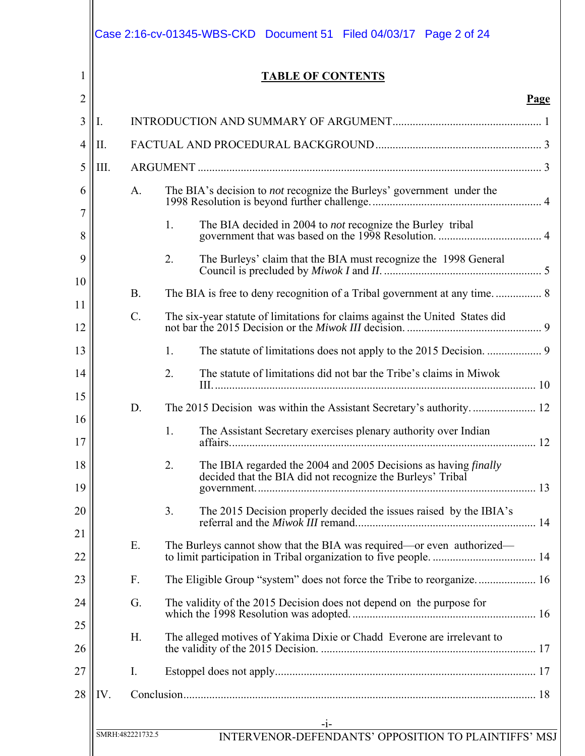# TABLE OF CONTENTS

**Page**

I. INTRODUCTION AND SUMMARY OF ARGUMENT .................................................... 1

II. FACTUAL AND PROCEDURAL BACKGROUND .......................................................... 3

III. ARGUMENT ....................................................................................................... 3

- A. The BIA's decision to *not* recognize the Burleys' government under the 1998 Resolution is beyond further challenge. ............................................................ 4
  - 1. The BIA decided in 2004 to *not* recognize the Burley tribal government that was based on the 1998 Resolution. .................................... 4
  - 2. The Burleys' claim that the BIA must recognize the 1998 General Council is precluded by *Miwok I* and *II*. ....................................................... 5
- B. The BIA is free to deny recognition of a Tribal government at any time. ................ 8
- C. The six-year statute of limitations for claims against the United States did not bar the 2015 Decision or the *Miwok III* decision. ............................................... 9
  - 1. The statute of limitations does not apply to the 2015 Decision. .................. 9
  - 2. The statute of limitations did not bar the Tribe's claims in Miwok III. ................................................................................................................ 10
- D. The 2015 Decision was within the Assistant Secretary's authority. ...................... 12
  - 1. The Assistant Secretary exercises plenary authority over Indian affairs. ........................................................................................................... 12
  - 2. The IBIA regarded the 2004 and 2005 Decisions as having *finally* decided that the BIA did not recognize the Burleys' Tribal government. ................................................................................................. 13
  - 3. The 2015 Decision properly decided the issues raised by the IBIA's referral and the *Miwok III* remand. ............................................................. 14
- E. The Burleys cannot show that the BIA was required—or even authorized—to limit participation in Tribal organization to five people. .................................... 14
- F. The Eligible Group "system" does not force the Tribe to reorganize. .................... 16
- G. The validity of the 2015 Decision does not depend on the purpose for which the 1998 Resolution was adopted. ................................................................ 16
- H. The alleged motives of Yakima Dixie or Chadd Everone are irrelevant to the validity of the 2015 Decision. ........................................................................... 17
- I. Estoppel does not apply. ......................................................................................... 17

IV. Conclusion .......................................................................................................... 18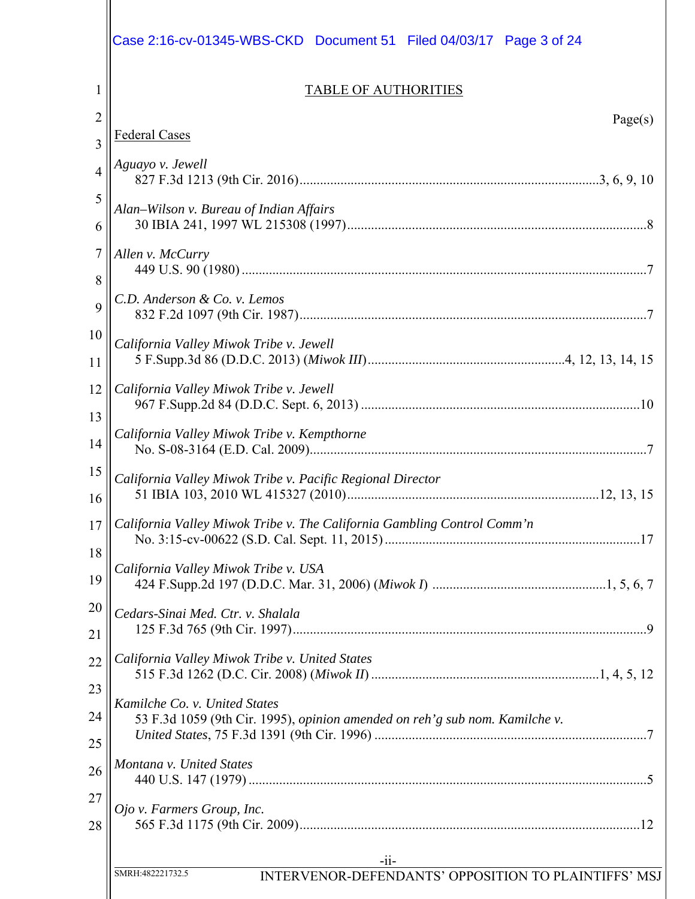TABLE OF AUTHORITIES

Page(s)

Federal Cases

*Aguayo v. Jewell*
827 F.3d 1213 (9th Cir. 2016)....................................................................................3, 6, 9, 10

*Alan–Wilson v. Bureau of Indian Affairs*
30 IBIA 241, 1997 WL 215308 (1997).......................................................................................8

*Allen v. McCurry*
449 U.S. 90 (1980) ......................................................................................................................7

*C.D. Anderson & Co. v. Lemos*
832 F.2d 1097 (9th Cir. 1987).....................................................................................................7

*California Valley Miwok Tribe v. Jewell*
5 F.Supp.3d 86 (D.D.C. 2013) (*Miwok III*).........................................................4, 12, 13, 14, 15

*California Valley Miwok Tribe v. Jewell*
967 F.Supp.2d 84 (D.D.C. Sept. 6, 2013) .................................................................................10

*California Valley Miwok Tribe v. Kempthorne*
No. S-08-3164 (E.D. Cal. 2009)..................................................................................................7

*California Valley Miwok Tribe v. Pacific Regional Director*
51 IBIA 103, 2010 WL 415327 (2010)........................................................................12, 13, 15

*California Valley Miwok Tribe v. The California Gambling Control Comm'n*
No. 3:15-cv-00622 (S.D. Cal. Sept. 11, 2015)..........................................................................17

*California Valley Miwok Tribe v. USA*
424 F.Supp.2d 197 (D.D.C. Mar. 31, 2006) (*Miwok I*) ..................................................1, 5, 6, 7

*Cedars-Sinai Med. Ctr. v. Shalala*
125 F.3d 765 (9th Cir. 1997).......................................................................................................9

*California Valley Miwok Tribe v. United States*
515 F.3d 1262 (D.C. Cir. 2008) (*Miwok II*) ..................................................................1, 4, 5, 12

*Kamilche Co. v. United States*
53 F.3d 1059 (9th Cir. 1995), *opinion amended on reh'g sub nom. Kamilche v. United States*, 75 F.3d 1391 (9th Cir. 1996) ................................................................................7

*Montana v. United States*
440 U.S. 147 (1979) ....................................................................................................................5

*Ojo v. Farmers Group, Inc.*
565 F.3d 1175 (9th Cir. 2009)...................................................................................................12

SMRH:482221732.5

INTERVENOR-DEFENDANTS' OPPOSITION TO PLAINTIFFS' MSJ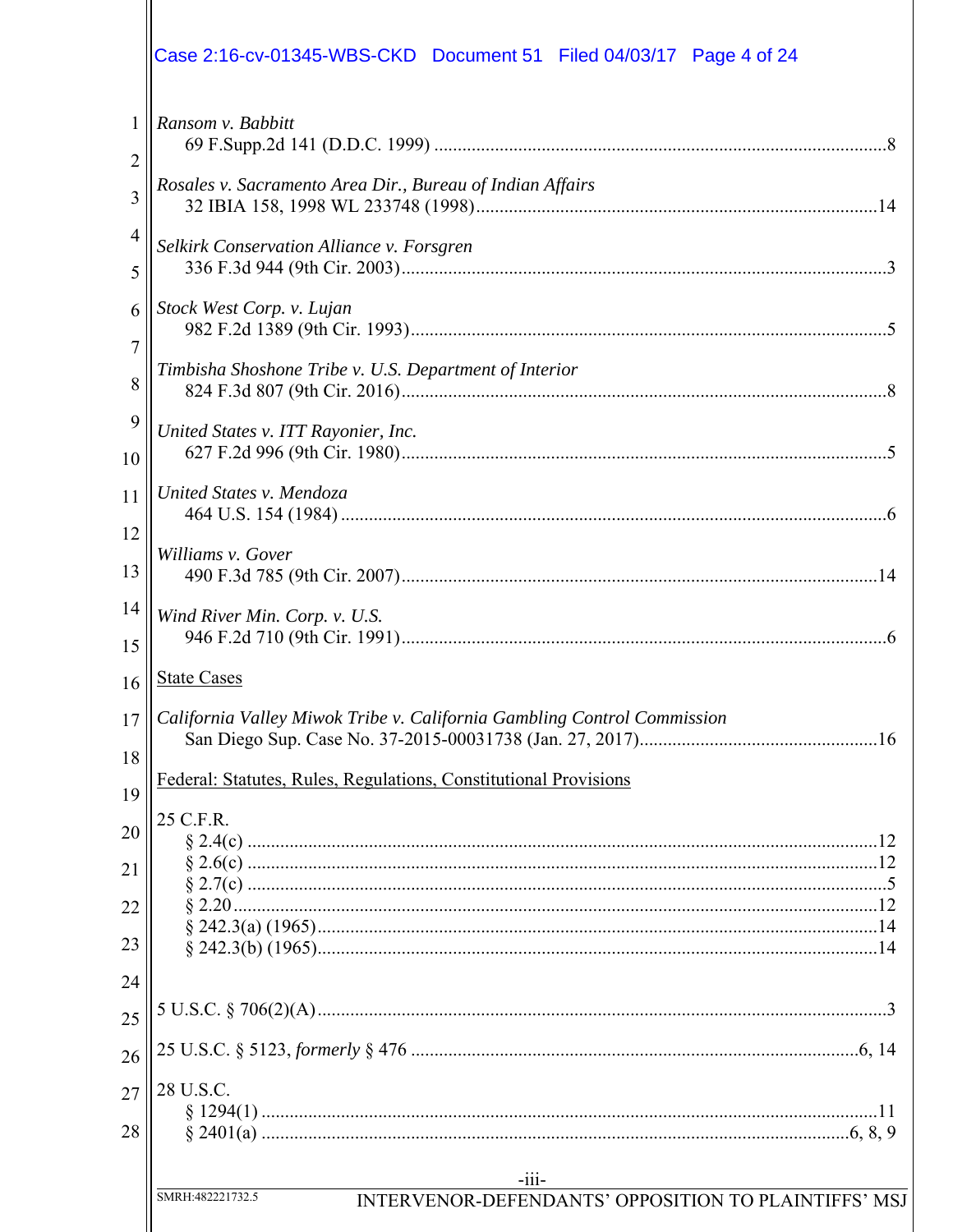*Ransom v. Babbitt*
69 F.Supp.2d 141 (D.D.C. 1999) ....................................................................................8

*Rosales v. Sacramento Area Dir., Bureau of Indian Affairs*
32 IBIA 158, 1998 WL 233748 (1998)........................................................................14

*Selkirk Conservation Alliance v. Forsgren*
336 F.3d 944 (9th Cir. 2003)..........................................................................................3

*Stock West Corp. v. Lujan*
982 F.2d 1389 (9th Cir. 1993).........................................................................................5

*Timbisha Shoshone Tribe v. U.S. Department of Interior*
824 F.3d 807 (9th Cir. 2016)...........................................................................................8

*United States v. ITT Rayonier, Inc.*
627 F.2d 996 (9th Cir. 1980)...........................................................................................5

*United States v. Mendoza*
464 U.S. 154 (1984) .......................................................................................................6

*Williams v. Gover*
490 F.3d 785 (9th Cir. 2007).........................................................................................14

*Wind River Min. Corp. v. U.S.*
946 F.2d 710 (9th Cir. 1991)...........................................................................................6

State Cases

*California Valley Miwok Tribe v. California Gambling Control Commission*
San Diego Sup. Case No. 37-2015-00031738 (Jan. 27, 2017).....................................16

Federal: Statutes, Rules, Regulations, Constitutional Provisions

25 C.F.R.
§ 2.4(c) ........................................................................................................................12
§ 2.6(c) ........................................................................................................................12
§ 2.7(c) ..........................................................................................................................5
§ 2.20 ..........................................................................................................................12
§ 242.3(a) (1965)..........................................................................................................14
§ 242.3(b) (1965)..........................................................................................................14

5 U.S.C. § 706(2)(A)..........................................................................................................3

25 U.S.C. § 5123, *formerly* § 476 .................................................................................6, 14

28 U.S.C.
§ 1294(1) .....................................................................................................................11
§ 2401(a) ..................................................................................................................6, 8, 9

-iii-

SMRH:482221732.5 INTERVENOR-DEFENDANTS' OPPOSITION TO PLAINTIFFS' MSJ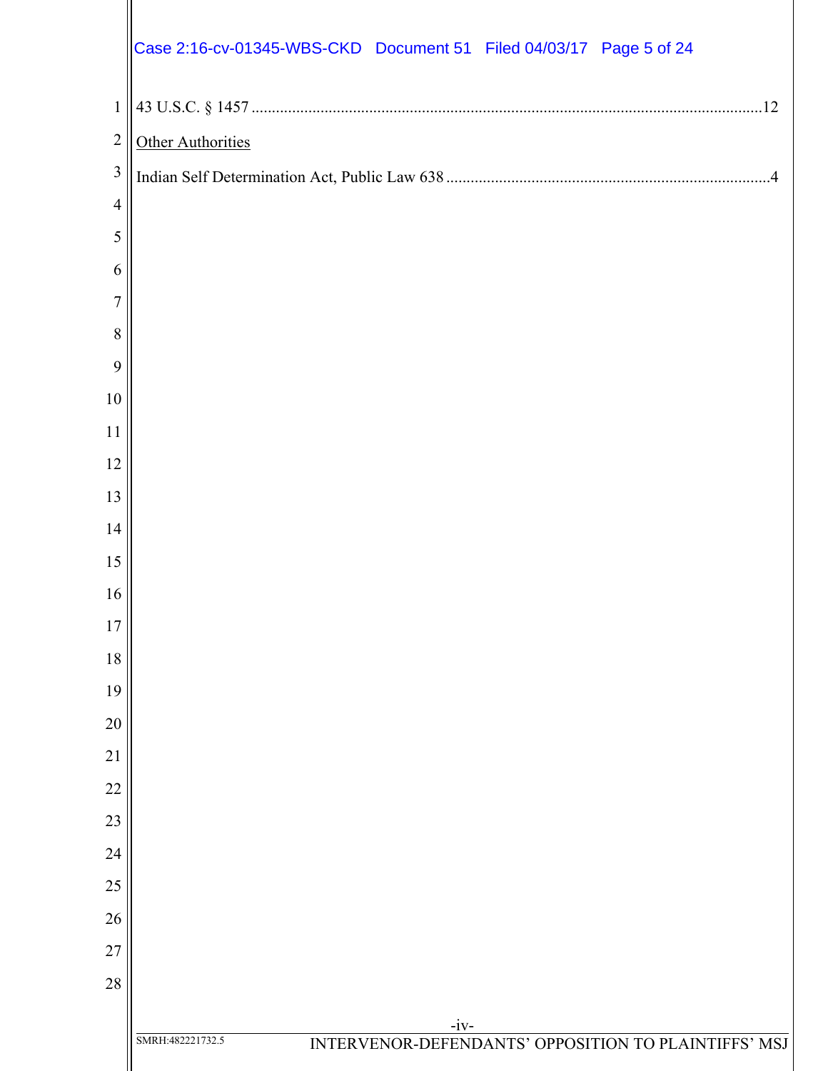43 U.S.C. § 1457 ..........................................................................................................................12

Other Authorities

Indian Self Determination Act, Public Law 638 ..............................................................................4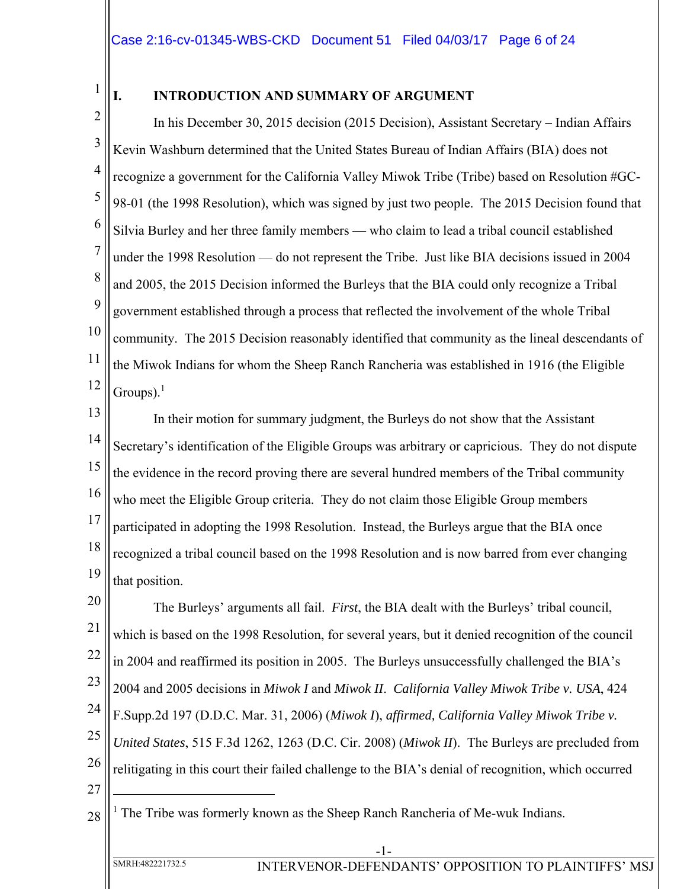## I. INTRODUCTION AND SUMMARY OF ARGUMENT

In his December 30, 2015 decision (2015 Decision), Assistant Secretary – Indian Affairs Kevin Washburn determined that the United States Bureau of Indian Affairs (BIA) does not recognize a government for the California Valley Miwok Tribe (Tribe) based on Resolution #GC-98-01 (the 1998 Resolution), which was signed by just two people. The 2015 Decision found that Silvia Burley and her three family members — who claim to lead a tribal council established under the 1998 Resolution — do not represent the Tribe. Just like BIA decisions issued in 2004 and 2005, the 2015 Decision informed the Burleys that the BIA could only recognize a Tribal government established through a process that reflected the involvement of the whole Tribal community. The 2015 Decision reasonably identified that community as the lineal descendants of the Miwok Indians for whom the Sheep Ranch Rancheria was established in 1916 (the Eligible Groups).[1]

In their motion for summary judgment, the Burleys do not show that the Assistant Secretary's identification of the Eligible Groups was arbitrary or capricious. They do not dispute the evidence in the record proving there are several hundred members of the Tribal community who meet the Eligible Group criteria. They do not claim those Eligible Group members participated in adopting the 1998 Resolution. Instead, the Burleys argue that the BIA once recognized a tribal council based on the 1998 Resolution and is now barred from ever changing that position.

The Burleys' arguments all fail. *First*, the BIA dealt with the Burleys' tribal council, which is based on the 1998 Resolution, for several years, but it denied recognition of the council in 2004 and reaffirmed its position in 2005. The Burleys unsuccessfully challenged the BIA's 2004 and 2005 decisions in *Miwok I* and *Miwok II*. *California Valley Miwok Tribe v. USA*, 424 F.Supp.2d 197 (D.D.C. Mar. 31, 2006) (*Miwok I*), *affirmed, California Valley Miwok Tribe v. United States*, 515 F.3d 1262, 1263 (D.C. Cir. 2008) (*Miwok II*). The Burleys are precluded from relitigating in this court their failed challenge to the BIA's denial of recognition, which occurred

[1] The Tribe was formerly known as the Sheep Ranch Rancheria of Me-wuk Indians.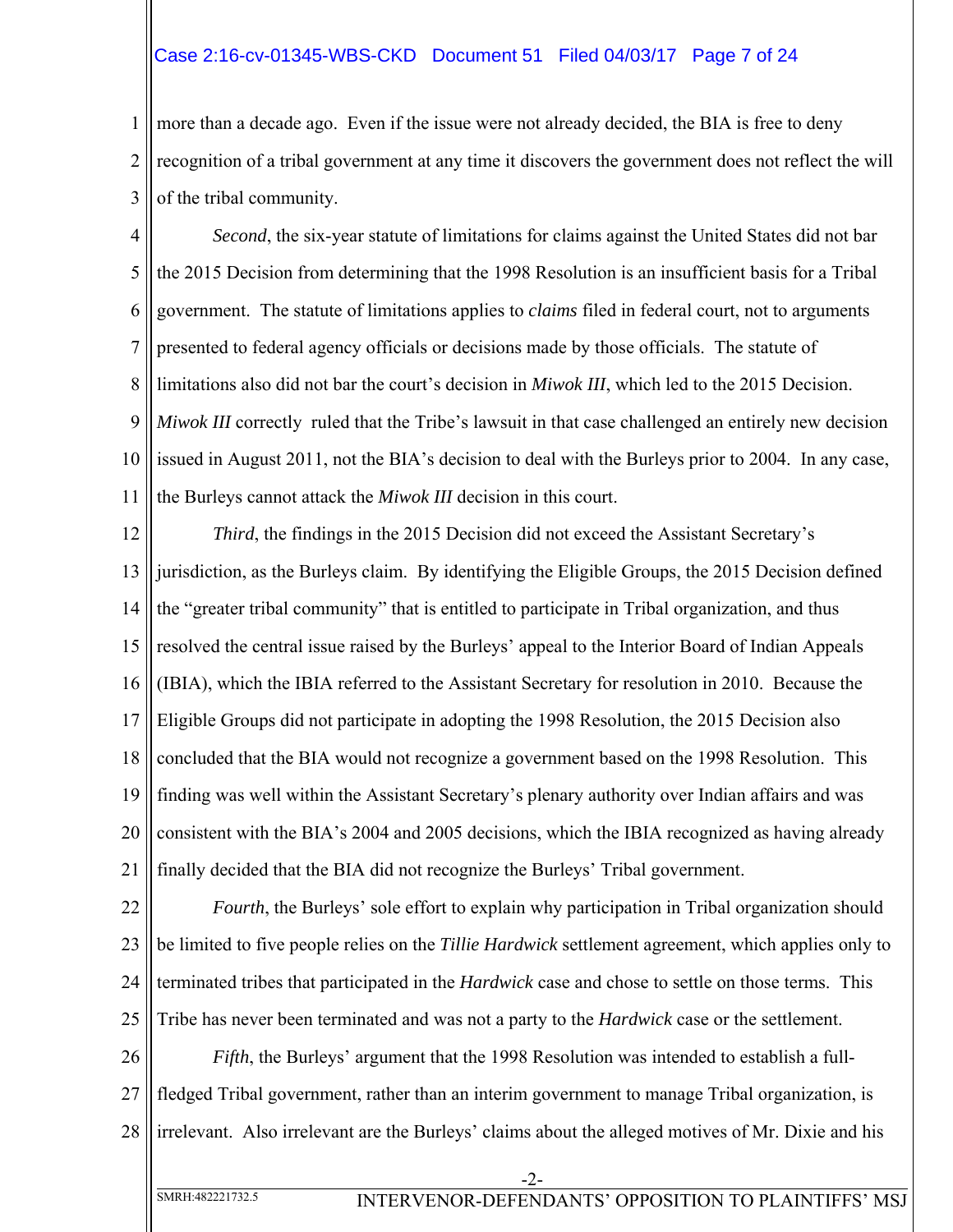more than a decade ago. Even if the issue were not already decided, the BIA is free to deny recognition of a tribal government at any time it discovers the government does not reflect the will of the tribal community.

*Second*, the six-year statute of limitations for claims against the United States did not bar the 2015 Decision from determining that the 1998 Resolution is an insufficient basis for a Tribal government. The statute of limitations applies to *claims* filed in federal court, not to arguments presented to federal agency officials or decisions made by those officials. The statute of limitations also did not bar the court's decision in *Miwok III*, which led to the 2015 Decision. *Miwok III* correctly ruled that the Tribe's lawsuit in that case challenged an entirely new decision issued in August 2011, not the BIA's decision to deal with the Burleys prior to 2004. In any case, the Burleys cannot attack the *Miwok III* decision in this court.

*Third*, the findings in the 2015 Decision did not exceed the Assistant Secretary's jurisdiction, as the Burleys claim. By identifying the Eligible Groups, the 2015 Decision defined the "greater tribal community" that is entitled to participate in Tribal organization, and thus resolved the central issue raised by the Burleys' appeal to the Interior Board of Indian Appeals (IBIA), which the IBIA referred to the Assistant Secretary for resolution in 2010. Because the Eligible Groups did not participate in adopting the 1998 Resolution, the 2015 Decision also concluded that the BIA would not recognize a government based on the 1998 Resolution. This finding was well within the Assistant Secretary's plenary authority over Indian affairs and was consistent with the BIA's 2004 and 2005 decisions, which the IBIA recognized as having already finally decided that the BIA did not recognize the Burleys' Tribal government.

*Fourth*, the Burleys' sole effort to explain why participation in Tribal organization should be limited to five people relies on the *Tillie Hardwick* settlement agreement, which applies only to terminated tribes that participated in the *Hardwick* case and chose to settle on those terms. This Tribe has never been terminated and was not a party to the *Hardwick* case or the settlement.

*Fifth*, the Burleys' argument that the 1998 Resolution was intended to establish a full-fledged Tribal government, rather than an interim government to manage Tribal organization, is irrelevant. Also irrelevant are the Burleys' claims about the alleged motives of Mr. Dixie and his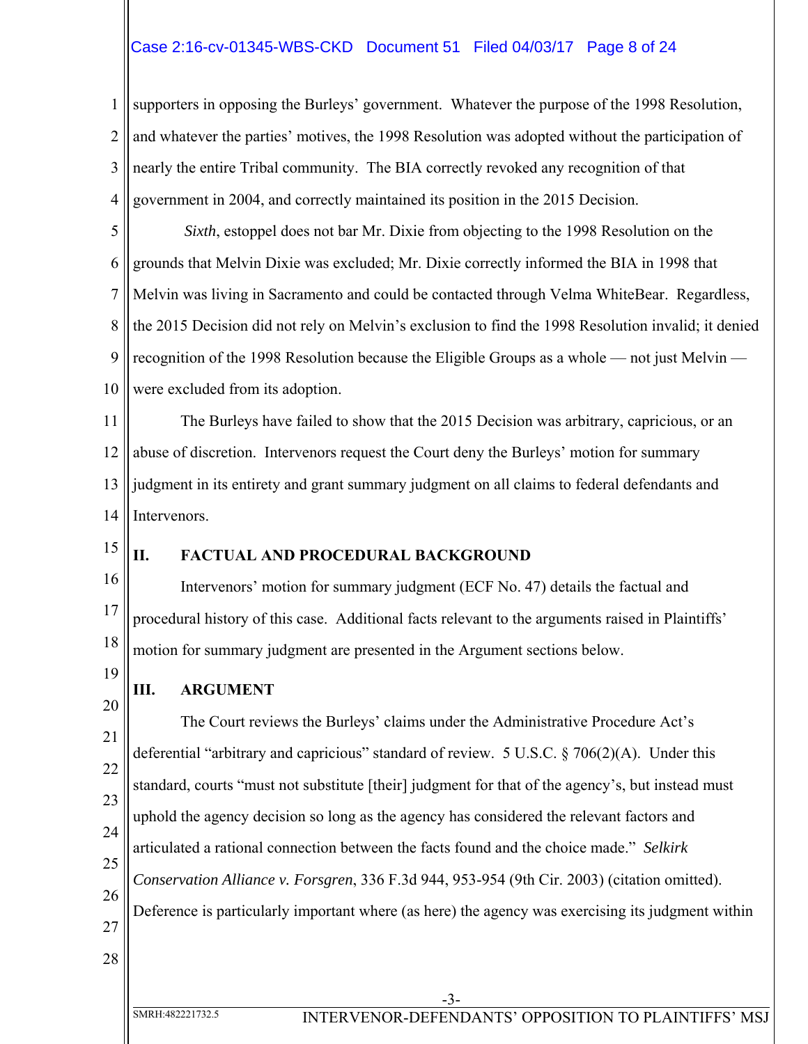supporters in opposing the Burleys' government. Whatever the purpose of the 1998 Resolution, and whatever the parties' motives, the 1998 Resolution was adopted without the participation of nearly the entire Tribal community. The BIA correctly revoked any recognition of that government in 2004, and correctly maintained its position in the 2015 Decision.

*Sixth*, estoppel does not bar Mr. Dixie from objecting to the 1998 Resolution on the grounds that Melvin Dixie was excluded; Mr. Dixie correctly informed the BIA in 1998 that Melvin was living in Sacramento and could be contacted through Velma WhiteBear. Regardless, the 2015 Decision did not rely on Melvin's exclusion to find the 1998 Resolution invalid; it denied recognition of the 1998 Resolution because the Eligible Groups as a whole — not just Melvin — were excluded from its adoption.

The Burleys have failed to show that the 2015 Decision was arbitrary, capricious, or an abuse of discretion. Intervenors request the Court deny the Burleys' motion for summary judgment in its entirety and grant summary judgment on all claims to federal defendants and Intervenors.

## II. FACTUAL AND PROCEDURAL BACKGROUND

Intervenors' motion for summary judgment (ECF No. 47) details the factual and procedural history of this case. Additional facts relevant to the arguments raised in Plaintiffs' motion for summary judgment are presented in the Argument sections below.

## III. ARGUMENT

The Court reviews the Burleys' claims under the Administrative Procedure Act's deferential "arbitrary and capricious" standard of review. 5 U.S.C. § 706(2)(A). Under this standard, courts "must not substitute [their] judgment for that of the agency's, but instead must uphold the agency decision so long as the agency has considered the relevant factors and articulated a rational connection between the facts found and the choice made." *Selkirk Conservation Alliance v. Forsgren*, 336 F.3d 944, 953-954 (9th Cir. 2003) (citation omitted). Deference is particularly important where (as here) the agency was exercising its judgment within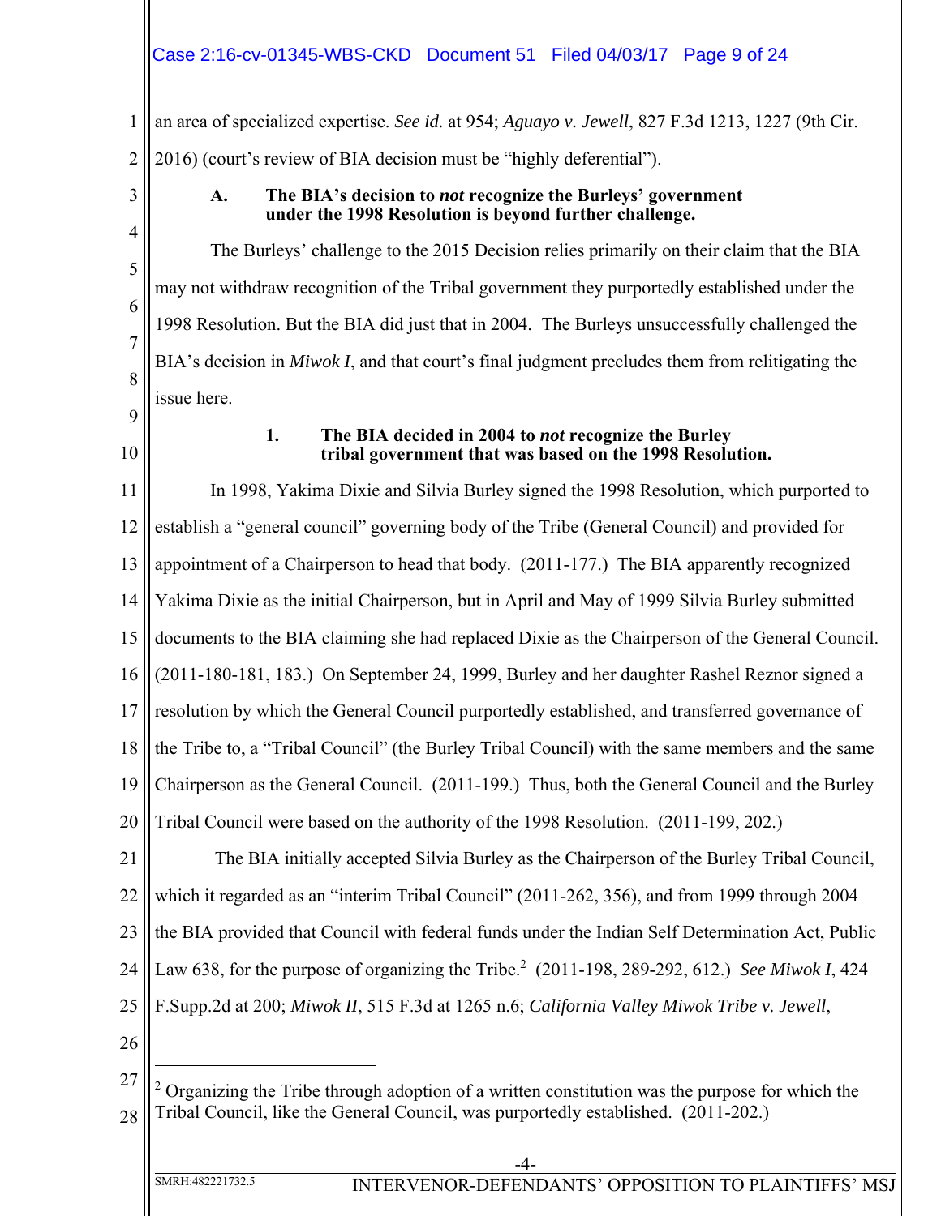an area of specialized expertise. *See id.* at 954; *Aguayo v. Jewell*, 827 F.3d 1213, 1227 (9th Cir. 2016) (court's review of BIA decision must be "highly deferential").

### A. The BIA's decision to *not* recognize the Burleys' government under the 1998 Resolution is beyond further challenge.

The Burleys' challenge to the 2015 Decision relies primarily on their claim that the BIA may not withdraw recognition of the Tribal government they purportedly established under the 1998 Resolution. But the BIA did just that in 2004. The Burleys unsuccessfully challenged the BIA's decision in *Miwok I*, and that court's final judgment precludes them from relitigating the issue here.

#### 1. The BIA decided in 2004 to *not* recognize the Burley tribal government that was based on the 1998 Resolution.

In 1998, Yakima Dixie and Silvia Burley signed the 1998 Resolution, which purported to establish a "general council" governing body of the Tribe (General Council) and provided for appointment of a Chairperson to head that body. (2011-177.) The BIA apparently recognized Yakima Dixie as the initial Chairperson, but in April and May of 1999 Silvia Burley submitted documents to the BIA claiming she had replaced Dixie as the Chairperson of the General Council. (2011-180-181, 183.) On September 24, 1999, Burley and her daughter Rashel Reznor signed a resolution by which the General Council purportedly established, and transferred governance of the Tribe to, a "Tribal Council" (the Burley Tribal Council) with the same members and the same Chairperson as the General Council. (2011-199.) Thus, both the General Council and the Burley Tribal Council were based on the authority of the 1998 Resolution. (2011-199, 202.)

The BIA initially accepted Silvia Burley as the Chairperson of the Burley Tribal Council, which it regarded as an "interim Tribal Council" (2011-262, 356), and from 1999 through 2004 the BIA provided that Council with federal funds under the Indian Self Determination Act, Public Law 638, for the purpose of organizing the Tribe.[2] (2011-198, 289-292, 612.) *See Miwok I*, 424 F.Supp.2d at 200; *Miwok II*, 515 F.3d at 1265 n.6; *California Valley Miwok Tribe v. Jewell*,

---

[2] Organizing the Tribe through adoption of a written constitution was the purpose for which the Tribal Council, like the General Council, was purportedly established. (2011-202.)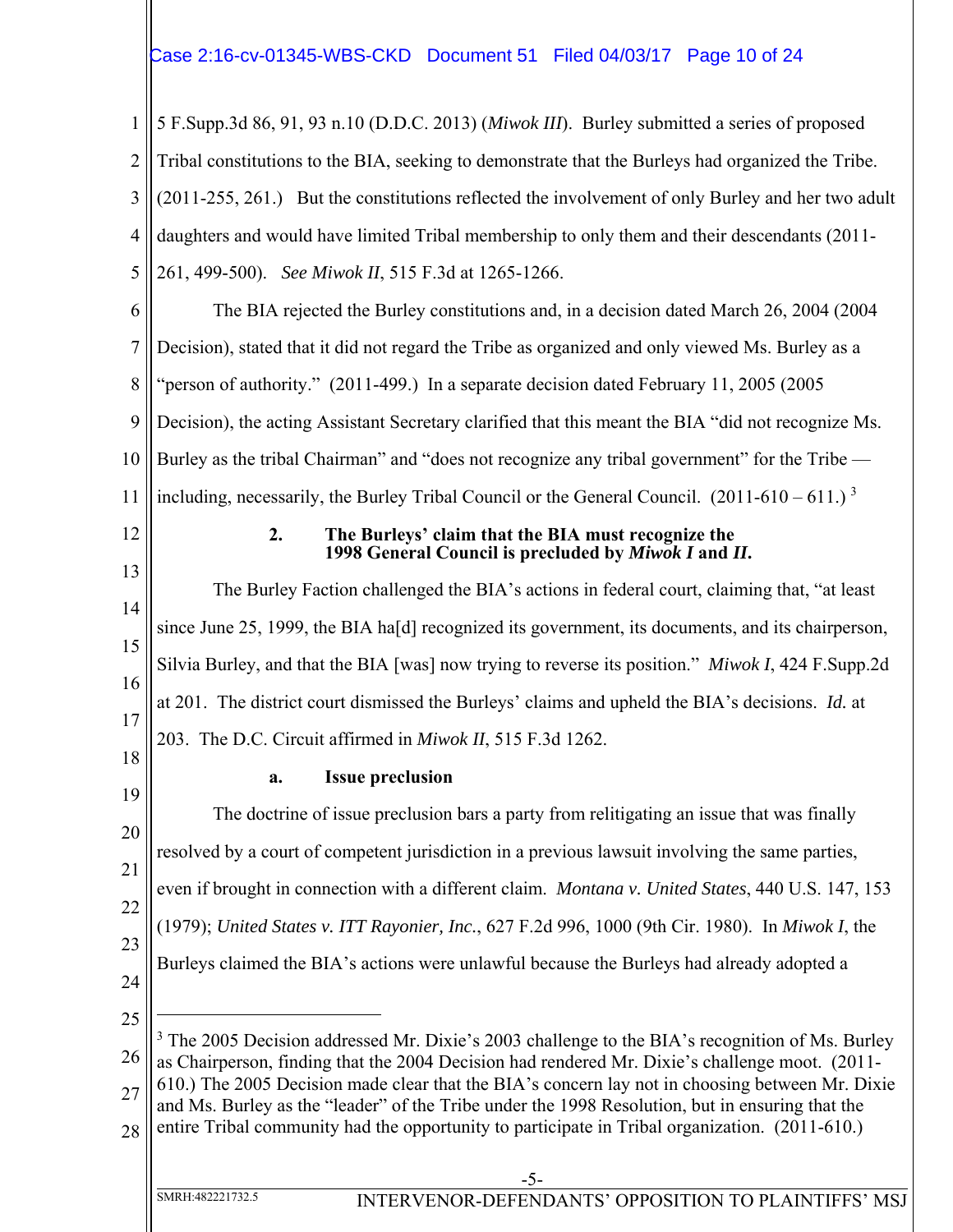5 F.Supp.3d 86, 91, 93 n.10 (D.D.C. 2013) (*Miwok III*). Burley submitted a series of proposed Tribal constitutions to the BIA, seeking to demonstrate that the Burleys had organized the Tribe. (2011-255, 261.) But the constitutions reflected the involvement of only Burley and her two adult daughters and would have limited Tribal membership to only them and their descendants (2011-261, 499-500). *See Miwok II*, 515 F.3d at 1265-1266.

The BIA rejected the Burley constitutions and, in a decision dated March 26, 2004 (2004 Decision), stated that it did not regard the Tribe as organized and only viewed Ms. Burley as a "person of authority." (2011-499.) In a separate decision dated February 11, 2005 (2005 Decision), the acting Assistant Secretary clarified that this meant the BIA "did not recognize Ms. Burley as the tribal Chairman" and "does not recognize any tribal government" for the Tribe — including, necessarily, the Burley Tribal Council or the General Council. (2011-610 – 611.) [3]

**2. The Burleys' claim that the BIA must recognize the 1998 General Council is precluded by *Miwok I* and *II*.**

The Burley Faction challenged the BIA's actions in federal court, claiming that, "at least since June 25, 1999, the BIA ha[d] recognized its government, its documents, and its chairperson, Silvia Burley, and that the BIA [was] now trying to reverse its position." *Miwok I*, 424 F.Supp.2d at 201. The district court dismissed the Burleys' claims and upheld the BIA's decisions. *Id.* at 203. The D.C. Circuit affirmed in *Miwok II*, 515 F.3d 1262.

**a. Issue preclusion**

The doctrine of issue preclusion bars a party from relitigating an issue that was finally resolved by a court of competent jurisdiction in a previous lawsuit involving the same parties, even if brought in connection with a different claim. *Montana v. United States*, 440 U.S. 147, 153 (1979); *United States v. ITT Rayonier, Inc.*, 627 F.2d 996, 1000 (9th Cir. 1980). In *Miwok I*, the Burleys claimed the BIA's actions were unlawful because the Burleys had already adopted a

---

[3] The 2005 Decision addressed Mr. Dixie's 2003 challenge to the BIA's recognition of Ms. Burley as Chairperson, finding that the 2004 Decision had rendered Mr. Dixie's challenge moot. (2011-610.) The 2005 Decision made clear that the BIA's concern lay not in choosing between Mr. Dixie and Ms. Burley as the "leader" of the Tribe under the 1998 Resolution, but in ensuring that the entire Tribal community had the opportunity to participate in Tribal organization. (2011-610.)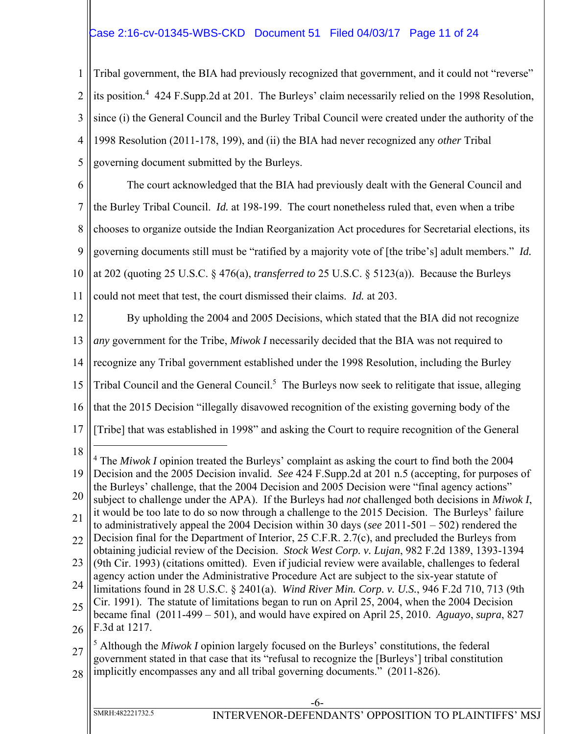Tribal government, the BIA had previously recognized that government, and it could not "reverse" its position.[4] 424 F.Supp.2d at 201. The Burleys' claim necessarily relied on the 1998 Resolution, since (i) the General Council and the Burley Tribal Council were created under the authority of the 1998 Resolution (2011-178, 199), and (ii) the BIA had never recognized any *other* Tribal governing document submitted by the Burleys.

The court acknowledged that the BIA had previously dealt with the General Council and the Burley Tribal Council. *Id.* at 198-199. The court nonetheless ruled that, even when a tribe chooses to organize outside the Indian Reorganization Act procedures for Secretarial elections, its governing documents still must be "ratified by a majority vote of [the tribe's] adult members." *Id.* at 202 (quoting 25 U.S.C. § 476(a), *transferred to* 25 U.S.C. § 5123(a)). Because the Burleys could not meet that test, the court dismissed their claims. *Id.* at 203.

By upholding the 2004 and 2005 Decisions, which stated that the BIA did not recognize *any* government for the Tribe, *Miwok I* necessarily decided that the BIA was not required to recognize any Tribal government established under the 1998 Resolution, including the Burley Tribal Council and the General Council.[5] The Burleys now seek to relitigate that issue, alleging that the 2015 Decision "illegally disavowed recognition of the existing governing body of the [Tribe] that was established in 1998" and asking the Court to require recognition of the General

---

[4] The *Miwok I* opinion treated the Burleys' complaint as asking the court to find both the 2004 Decision and the 2005 Decision invalid. *See* 424 F.Supp.2d at 201 n.5 (accepting, for purposes of the Burleys' challenge, that the 2004 Decision and 2005 Decision were "final agency actions" subject to challenge under the APA). If the Burleys had *not* challenged both decisions in *Miwok I*, it would be too late to do so now through a challenge to the 2015 Decision. The Burleys' failure to administratively appeal the 2004 Decision within 30 days (*see* 2011-501 – 502) rendered the Decision final for the Department of Interior, 25 C.F.R. 2.7(c), and precluded the Burleys from obtaining judicial review of the Decision. *Stock West Corp. v. Lujan*, 982 F.2d 1389, 1393-1394 (9th Cir. 1993) (citations omitted). Even if judicial review were available, challenges to federal agency action under the Administrative Procedure Act are subject to the six-year statute of limitations found in 28 U.S.C. § 2401(a). *Wind River Min. Corp. v. U.S.*, 946 F.2d 710, 713 (9th Cir. 1991). The statute of limitations began to run on April 25, 2004, when the 2004 Decision became final (2011-499 – 501), and would have expired on April 25, 2010. *Aguayo*, *supra*, 827 F.3d at 1217.

[5] Although the *Miwok I* opinion largely focused on the Burleys' constitutions, the federal government stated in that case that its "refusal to recognize the [Burleys'] tribal constitution implicitly encompasses any and all tribal governing documents." (2011-826).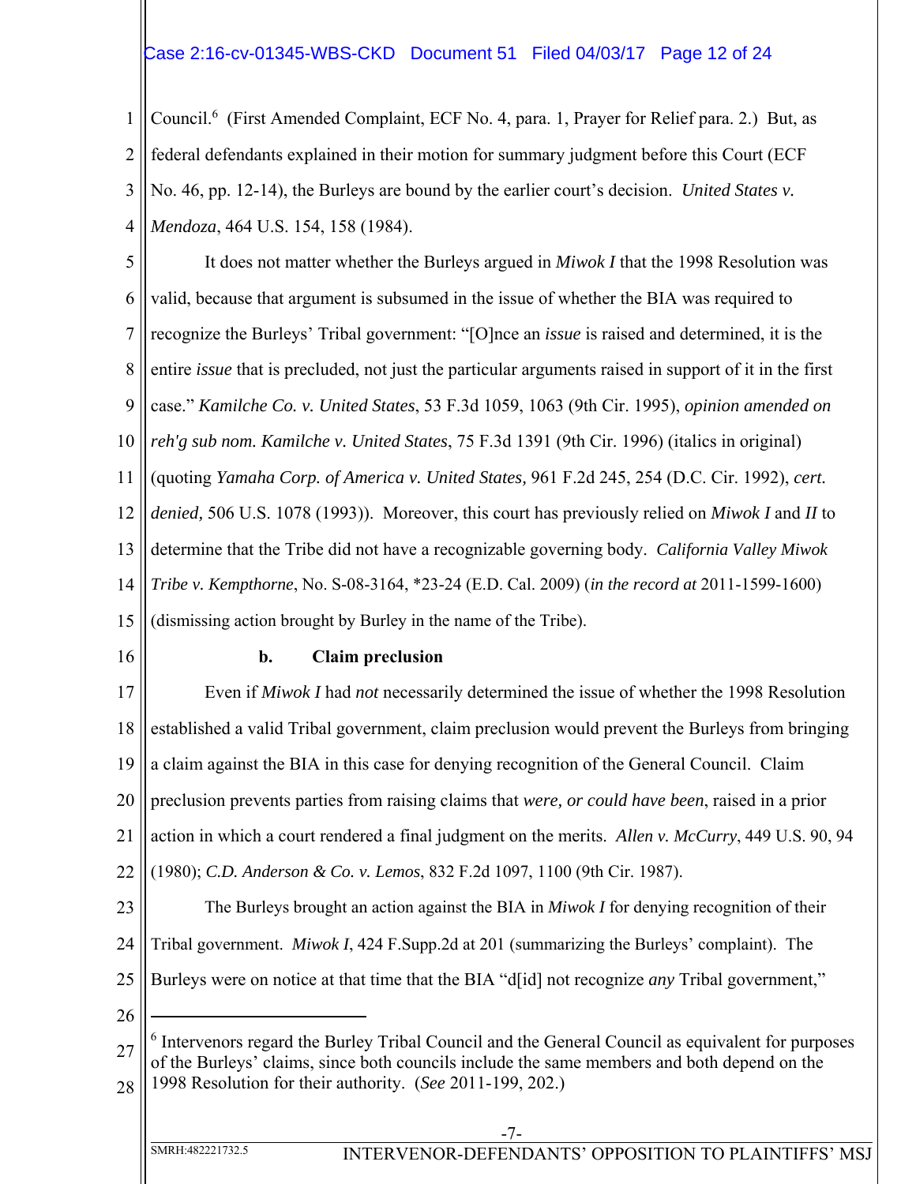Council.[6] (First Amended Complaint, ECF No. 4, para. 1, Prayer for Relief para. 2.) But, as federal defendants explained in their motion for summary judgment before this Court (ECF No. 46, pp. 12-14), the Burleys are bound by the earlier court's decision. *United States v. Mendoza*, 464 U.S. 154, 158 (1984).

It does not matter whether the Burleys argued in *Miwok I* that the 1998 Resolution was valid, because that argument is subsumed in the issue of whether the BIA was required to recognize the Burleys' Tribal government: "[O]nce an *issue* is raised and determined, it is the entire *issue* that is precluded, not just the particular arguments raised in support of it in the first case." *Kamilche Co. v. United States*, 53 F.3d 1059, 1063 (9th Cir. 1995), *opinion amended on reh'g sub nom. Kamilche v. United States*, 75 F.3d 1391 (9th Cir. 1996) (italics in original) (quoting *Yamaha Corp. of America v. United States,* 961 F.2d 245, 254 (D.C. Cir. 1992), *cert. denied,* 506 U.S. 1078 (1993)). Moreover, this court has previously relied on *Miwok I* and *II* to determine that the Tribe did not have a recognizable governing body. *California Valley Miwok Tribe v. Kempthorne*, No. S-08-3164, *23-24 (E.D. Cal. 2009) (*in the record at* 2011-1599-1600) (dismissing action brought by Burley in the name of the Tribe).

**b. Claim preclusion**

Even if *Miwok I* had *not* necessarily determined the issue of whether the 1998 Resolution established a valid Tribal government, claim preclusion would prevent the Burleys from bringing a claim against the BIA in this case for denying recognition of the General Council. Claim preclusion prevents parties from raising claims that *were, or could have been*, raised in a prior action in which a court rendered a final judgment on the merits. *Allen v. McCurry*, 449 U.S. 90, 94 (1980); *C.D. Anderson & Co. v. Lemos*, 832 F.2d 1097, 1100 (9th Cir. 1987).

The Burleys brought an action against the BIA in *Miwok I* for denying recognition of their Tribal government. *Miwok I*, 424 F.Supp.2d at 201 (summarizing the Burleys' complaint). The Burleys were on notice at that time that the BIA "d[id] not recognize *any* Tribal government,"

---

[6] Intervenors regard the Burley Tribal Council and the General Council as equivalent for purposes of the Burleys' claims, since both councils include the same members and both depend on the 1998 Resolution for their authority. (*See* 2011-199, 202.)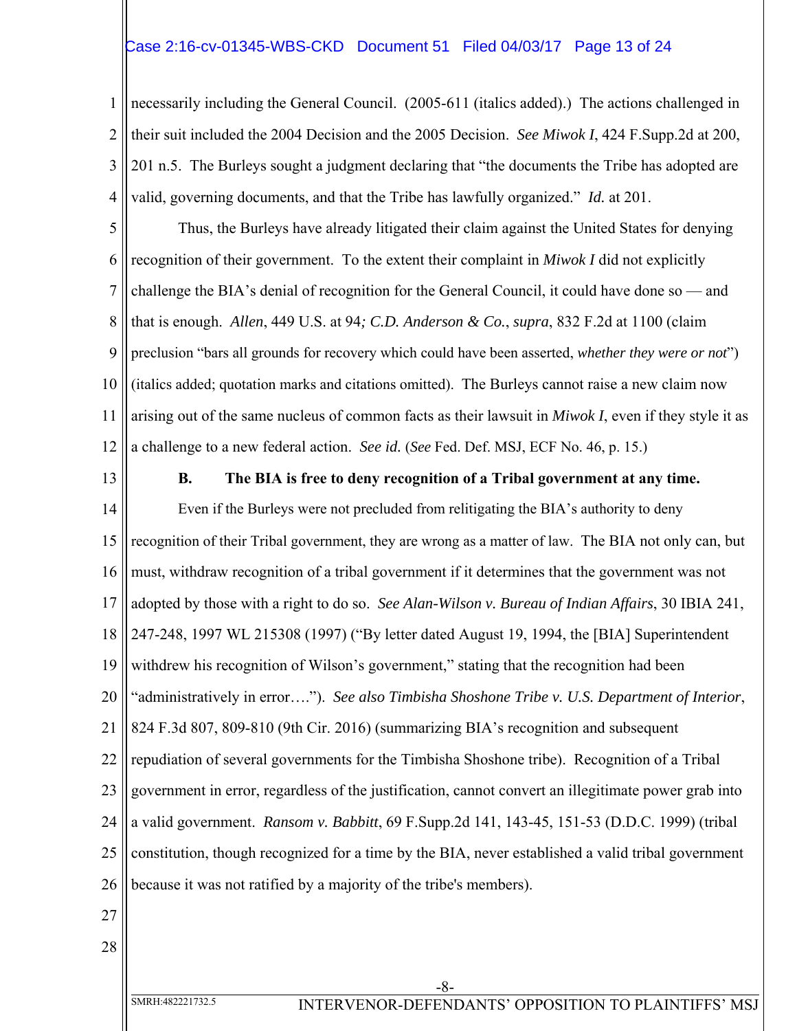necessarily including the General Council. (2005-611 (italics added).) The actions challenged in their suit included the 2004 Decision and the 2005 Decision. *See Miwok I*, 424 F.Supp.2d at 200, 201 n.5. The Burleys sought a judgment declaring that "the documents the Tribe has adopted are valid, governing documents, and that the Tribe has lawfully organized." *Id.* at 201.

Thus, the Burleys have already litigated their claim against the United States for denying recognition of their government. To the extent their complaint in *Miwok I* did not explicitly challenge the BIA's denial of recognition for the General Council, it could have done so — and that is enough. *Allen*, 449 U.S. at 94*; C.D. Anderson & Co.*, *supra*, 832 F.2d at 1100 (claim preclusion "bars all grounds for recovery which could have been asserted, *whether they were or not*") (italics added; quotation marks and citations omitted). The Burleys cannot raise a new claim now arising out of the same nucleus of common facts as their lawsuit in *Miwok I*, even if they style it as a challenge to a new federal action. *See id.* (*See* Fed. Def. MSJ, ECF No. 46, p. 15.)

**B. The BIA is free to deny recognition of a Tribal government at any time.**

Even if the Burleys were not precluded from relitigating the BIA's authority to deny recognition of their Tribal government, they are wrong as a matter of law. The BIA not only can, but must, withdraw recognition of a tribal government if it determines that the government was not adopted by those with a right to do so. *See Alan-Wilson v. Bureau of Indian Affairs*, 30 IBIA 241, 247-248, 1997 WL 215308 (1997) ("By letter dated August 19, 1994, the [BIA] Superintendent withdrew his recognition of Wilson's government," stating that the recognition had been "administratively in error…."). *See also Timbisha Shoshone Tribe v. U.S. Department of Interior*, 824 F.3d 807, 809-810 (9th Cir. 2016) (summarizing BIA's recognition and subsequent repudiation of several governments for the Timbisha Shoshone tribe). Recognition of a Tribal government in error, regardless of the justification, cannot convert an illegitimate power grab into a valid government. *Ransom v. Babbitt*, 69 F.Supp.2d 141, 143-45, 151-53 (D.D.C. 1999) (tribal constitution, though recognized for a time by the BIA, never established a valid tribal government because it was not ratified by a majority of the tribe's members).

SMRH:482221732.5 INTERVENOR-DEFENDANTS' OPPOSITION TO PLAINTIFFS' MSJ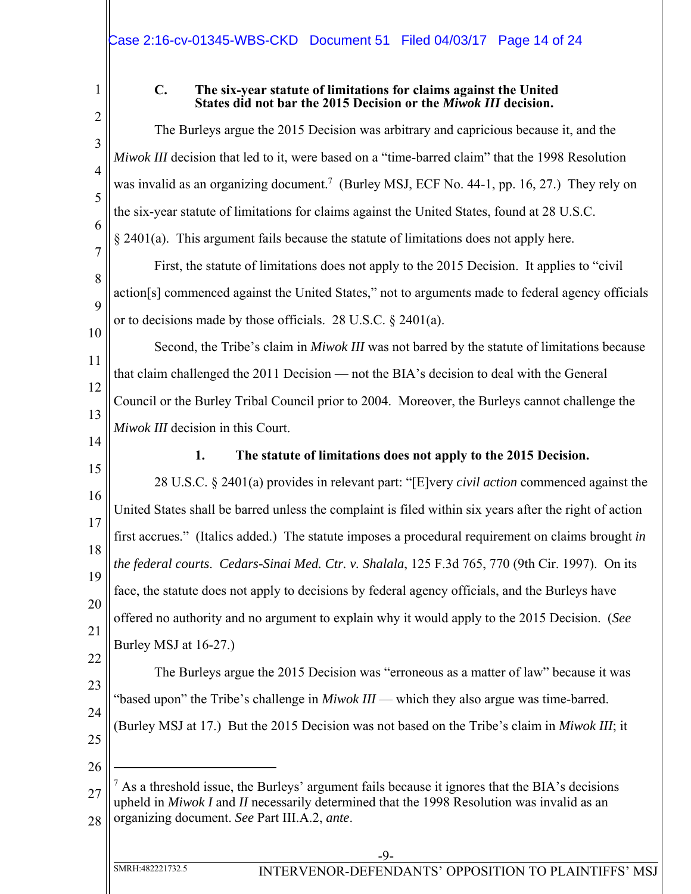### C. The six-year statute of limitations for claims against the United States did not bar the 2015 Decision or the *Miwok III* decision.

The Burleys argue the 2015 Decision was arbitrary and capricious because it, and the *Miwok III* decision that led to it, were based on a "time-barred claim" that the 1998 Resolution was invalid as an organizing document.[7] (Burley MSJ, ECF No. 44-1, pp. 16, 27.) They rely on the six-year statute of limitations for claims against the United States, found at 28 U.S.C. § 2401(a). This argument fails because the statute of limitations does not apply here.

First, the statute of limitations does not apply to the 2015 Decision. It applies to "civil action[s] commenced against the United States," not to arguments made to federal agency officials or to decisions made by those officials. 28 U.S.C. § 2401(a).

Second, the Tribe's claim in *Miwok III* was not barred by the statute of limitations because that claim challenged the 2011 Decision — not the BIA's decision to deal with the General Council or the Burley Tribal Council prior to 2004. Moreover, the Burleys cannot challenge the *Miwok III* decision in this Court.

#### 1. The statute of limitations does not apply to the 2015 Decision.

28 U.S.C. § 2401(a) provides in relevant part: "[E]very *civil action* commenced against the United States shall be barred unless the complaint is filed within six years after the right of action first accrues." (Italics added.) The statute imposes a procedural requirement on claims brought *in the federal courts*. *Cedars-Sinai Med. Ctr. v. Shalala*, 125 F.3d 765, 770 (9th Cir. 1997). On its face, the statute does not apply to decisions by federal agency officials, and the Burleys have offered no authority and no argument to explain why it would apply to the 2015 Decision. (*See* Burley MSJ at 16-27.)

The Burleys argue the 2015 Decision was "erroneous as a matter of law" because it was "based upon" the Tribe's challenge in *Miwok III* — which they also argue was time-barred. (Burley MSJ at 17.) But the 2015 Decision was not based on the Tribe's claim in *Miwok III*; it

---

[7] As a threshold issue, the Burleys' argument fails because it ignores that the BIA's decisions upheld in *Miwok I* and *II* necessarily determined that the 1998 Resolution was invalid as an organizing document. *See* Part III.A.2, *ante*.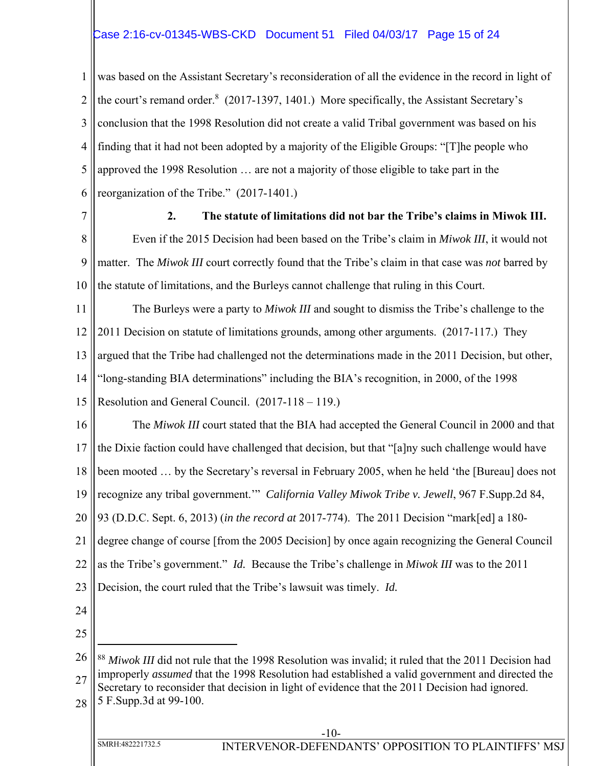was based on the Assistant Secretary's reconsideration of all the evidence in the record in light of the court's remand order.[8] (2017-1397, 1401.) More specifically, the Assistant Secretary's conclusion that the 1998 Resolution did not create a valid Tribal government was based on his finding that it had not been adopted by a majority of the Eligible Groups: "[T]he people who approved the 1998 Resolution … are not a majority of those eligible to take part in the reorganization of the Tribe." (2017-1401.)

**2. The statute of limitations did not bar the Tribe's claims in Miwok III.**

Even if the 2015 Decision had been based on the Tribe's claim in *Miwok III*, it would not matter. The *Miwok III* court correctly found that the Tribe's claim in that case was *not* barred by the statute of limitations, and the Burleys cannot challenge that ruling in this Court.

The Burleys were a party to *Miwok III* and sought to dismiss the Tribe's challenge to the 2011 Decision on statute of limitations grounds, among other arguments. (2017-117.) They argued that the Tribe had challenged not the determinations made in the 2011 Decision, but other, "long-standing BIA determinations" including the BIA's recognition, in 2000, of the 1998 Resolution and General Council. (2017-118 – 119.)

The *Miwok III* court stated that the BIA had accepted the General Council in 2000 and that the Dixie faction could have challenged that decision, but that "[a]ny such challenge would have been mooted … by the Secretary's reversal in February 2005, when he held 'the [Bureau] does not recognize any tribal government.'" *California Valley Miwok Tribe v. Jewell*, 967 F.Supp.2d 84, 93 (D.D.C. Sept. 6, 2013) (*in the record at* 2017-774). The 2011 Decision "mark[ed] a 180-degree change of course [from the 2005 Decision] by once again recognizing the General Council as the Tribe's government." *Id.* Because the Tribe's challenge in *Miwok III* was to the 2011 Decision, the court ruled that the Tribe's lawsuit was timely. *Id.*

---

[8] *Miwok III* did not rule that the 1998 Resolution was invalid; it ruled that the 2011 Decision had improperly *assumed* that the 1998 Resolution had established a valid government and directed the Secretary to reconsider that decision in light of evidence that the 2011 Decision had ignored. 5 F.Supp.3d at 99-100.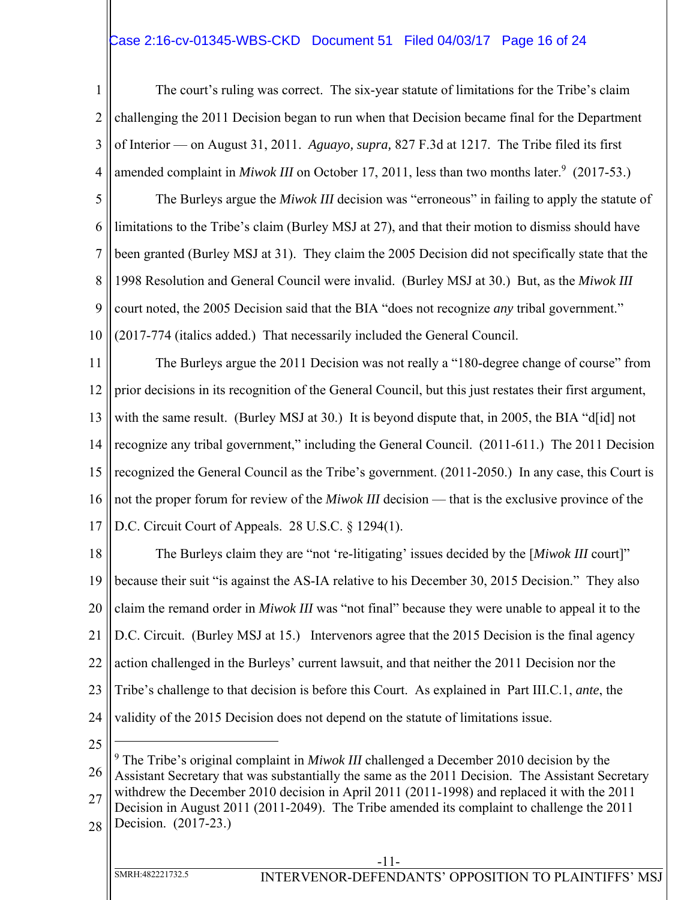The court's ruling was correct. The six-year statute of limitations for the Tribe's claim challenging the 2011 Decision began to run when that Decision became final for the Department of Interior — on August 31, 2011. *Aguayo, supra,* 827 F.3d at 1217. The Tribe filed its first amended complaint in *Miwok III* on October 17, 2011, less than two months later.[9] (2017-53.)

The Burleys argue the *Miwok III* decision was "erroneous" in failing to apply the statute of limitations to the Tribe's claim (Burley MSJ at 27), and that their motion to dismiss should have been granted (Burley MSJ at 31). They claim the 2005 Decision did not specifically state that the 1998 Resolution and General Council were invalid. (Burley MSJ at 30.) But, as the *Miwok III* court noted, the 2005 Decision said that the BIA "does not recognize *any* tribal government." (2017-774 (italics added.) That necessarily included the General Council.

The Burleys argue the 2011 Decision was not really a "180-degree change of course" from prior decisions in its recognition of the General Council, but this just restates their first argument, with the same result. (Burley MSJ at 30.) It is beyond dispute that, in 2005, the BIA "d[id] not recognize any tribal government," including the General Council. (2011-611.) The 2011 Decision recognized the General Council as the Tribe's government. (2011-2050.) In any case, this Court is not the proper forum for review of the *Miwok III* decision — that is the exclusive province of the D.C. Circuit Court of Appeals. 28 U.S.C. § 1294(1).

The Burleys claim they are "not 're-litigating' issues decided by the [*Miwok III* court]" because their suit "is against the AS-IA relative to his December 30, 2015 Decision." They also claim the remand order in *Miwok III* was "not final" because they were unable to appeal it to the D.C. Circuit. (Burley MSJ at 15.) Intervenors agree that the 2015 Decision is the final agency action challenged in the Burleys' current lawsuit, and that neither the 2011 Decision nor the Tribe's challenge to that decision is before this Court. As explained in Part III.C.1, *ante*, the validity of the 2015 Decision does not depend on the statute of limitations issue.

---

[9] The Tribe's original complaint in *Miwok III* challenged a December 2010 decision by the Assistant Secretary that was substantially the same as the 2011 Decision. The Assistant Secretary withdrew the December 2010 decision in April 2011 (2011-1998) and replaced it with the 2011 Decision in August 2011 (2011-2049). The Tribe amended its complaint to challenge the 2011 Decision. (2017-23.)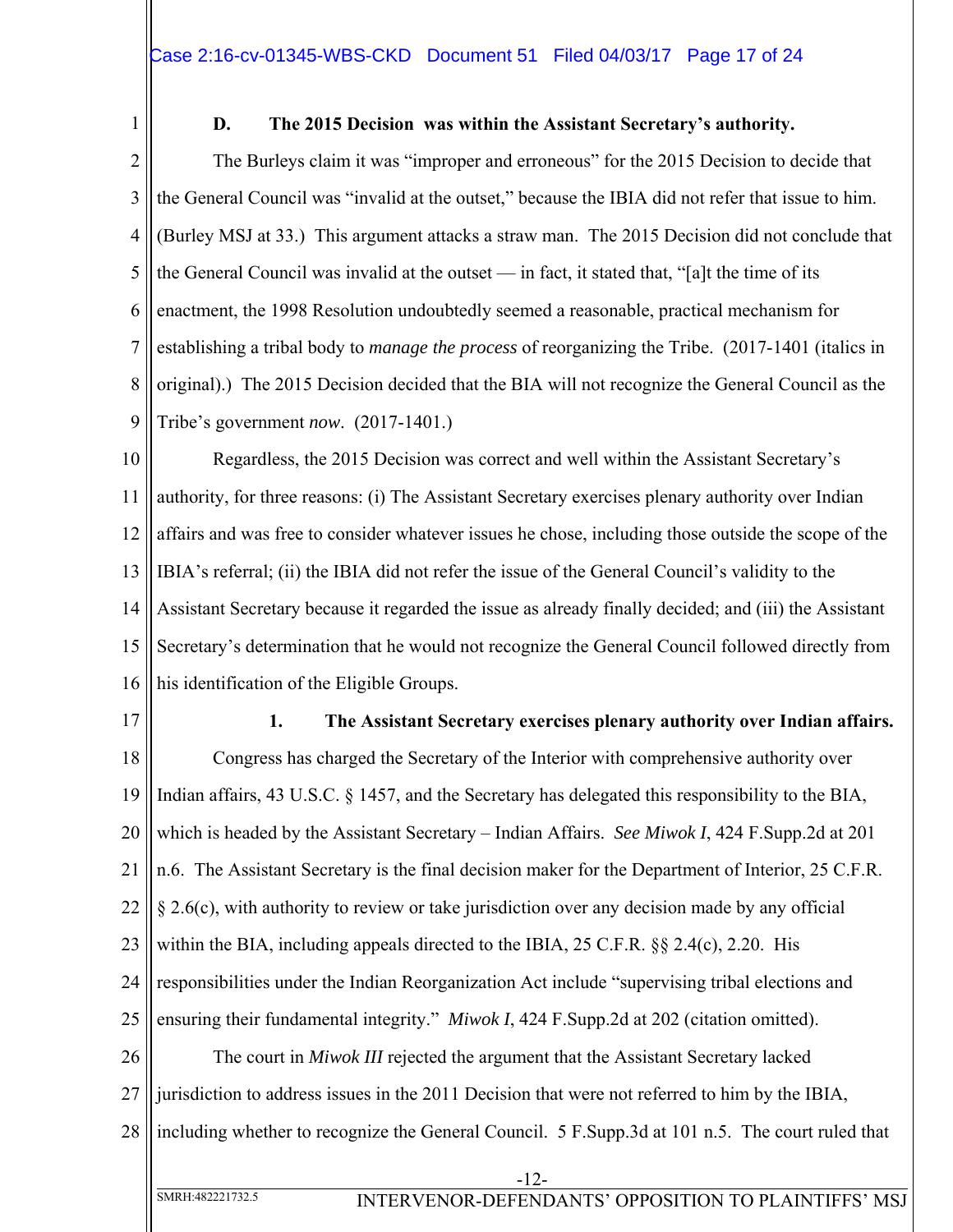### D. The 2015 Decision was within the Assistant Secretary's authority.

The Burleys claim it was "improper and erroneous" for the 2015 Decision to decide that the General Council was "invalid at the outset," because the IBIA did not refer that issue to him. (Burley MSJ at 33.) This argument attacks a straw man. The 2015 Decision did not conclude that the General Council was invalid at the outset — in fact, it stated that, "[a]t the time of its enactment, the 1998 Resolution undoubtedly seemed a reasonable, practical mechanism for establishing a tribal body to *manage the process* of reorganizing the Tribe. (2017-1401 (italics in original).) The 2015 Decision decided that the BIA will not recognize the General Council as the Tribe's government *now*. (2017-1401.)

Regardless, the 2015 Decision was correct and well within the Assistant Secretary's authority, for three reasons: (i) The Assistant Secretary exercises plenary authority over Indian affairs and was free to consider whatever issues he chose, including those outside the scope of the IBIA's referral; (ii) the IBIA did not refer the issue of the General Council's validity to the Assistant Secretary because it regarded the issue as already finally decided; and (iii) the Assistant Secretary's determination that he would not recognize the General Council followed directly from his identification of the Eligible Groups.

#### 1. The Assistant Secretary exercises plenary authority over Indian affairs.

Congress has charged the Secretary of the Interior with comprehensive authority over Indian affairs, 43 U.S.C. § 1457, and the Secretary has delegated this responsibility to the BIA, which is headed by the Assistant Secretary – Indian Affairs. *See Miwok I*, 424 F.Supp.2d at 201 n.6. The Assistant Secretary is the final decision maker for the Department of Interior, 25 C.F.R. § 2.6(c), with authority to review or take jurisdiction over any decision made by any official within the BIA, including appeals directed to the IBIA, 25 C.F.R. §§ 2.4(c), 2.20. His responsibilities under the Indian Reorganization Act include "supervising tribal elections and ensuring their fundamental integrity." *Miwok I*, 424 F.Supp.2d at 202 (citation omitted).

The court in *Miwok III* rejected the argument that the Assistant Secretary lacked jurisdiction to address issues in the 2011 Decision that were not referred to him by the IBIA, including whether to recognize the General Council. 5 F.Supp.3d at 101 n.5. The court ruled that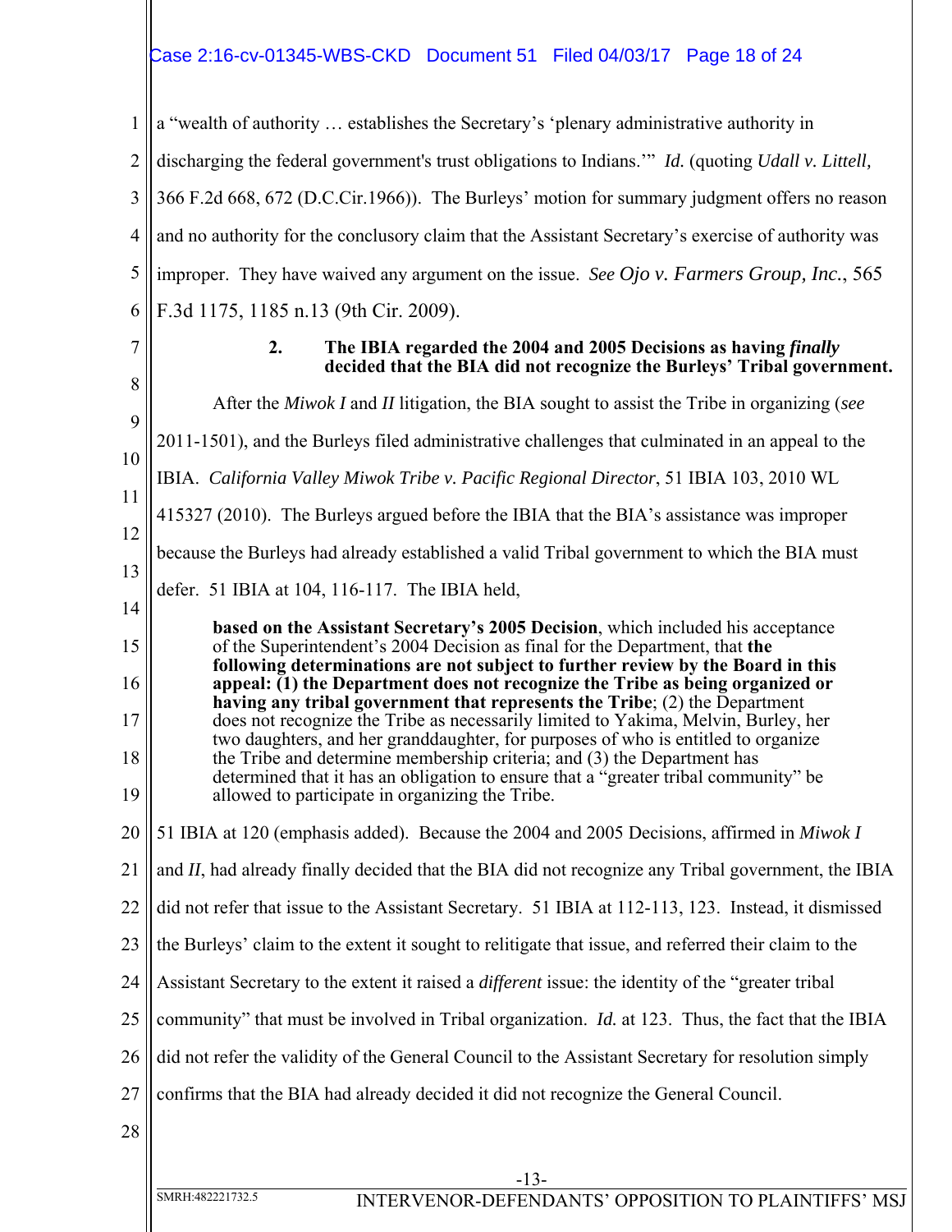a "wealth of authority … establishes the Secretary's 'plenary administrative authority in discharging the federal government's trust obligations to Indians.'" *Id.* (quoting *Udall v. Littell,* 366 F.2d 668, 672 (D.C.Cir.1966)). The Burleys' motion for summary judgment offers no reason and no authority for the conclusory claim that the Assistant Secretary's exercise of authority was improper. They have waived any argument on the issue. *See Ojo v. Farmers Group, Inc.*, 565 F.3d 1175, 1185 n.13 (9th Cir. 2009).

### 2. The IBIA regarded the 2004 and 2005 Decisions as having *finally* decided that the BIA did not recognize the Burleys' Tribal government.

After the *Miwok I* and *II* litigation, the BIA sought to assist the Tribe in organizing (*see* 2011-1501), and the Burleys filed administrative challenges that culminated in an appeal to the IBIA. *California Valley Miwok Tribe v. Pacific Regional Director*, 51 IBIA 103, 2010 WL 415327 (2010). The Burleys argued before the IBIA that the BIA's assistance was improper because the Burleys had already established a valid Tribal government to which the BIA must defer. 51 IBIA at 104, 116-117. The IBIA held,

> **based on the Assistant Secretary's 2005 Decision**, which included his acceptance of the Superintendent's 2004 Decision as final for the Department, that **the following determinations are not subject to further review by the Board in this appeal: (1) the Department does not recognize the Tribe as being organized or having any tribal government that represents the Tribe**; (2) the Department does not recognize the Tribe as necessarily limited to Yakima, Melvin, Burley, her two daughters, and her granddaughter, for purposes of who is entitled to organize the Tribe and determine membership criteria; and (3) the Department has determined that it has an obligation to ensure that a "greater tribal community" be allowed to participate in organizing the Tribe.

51 IBIA at 120 (emphasis added). Because the 2004 and 2005 Decisions, affirmed in *Miwok I* and *II*, had already finally decided that the BIA did not recognize any Tribal government, the IBIA did not refer that issue to the Assistant Secretary. 51 IBIA at 112-113, 123. Instead, it dismissed the Burleys' claim to the extent it sought to relitigate that issue, and referred their claim to the Assistant Secretary to the extent it raised a *different* issue: the identity of the "greater tribal community" that must be involved in Tribal organization. *Id.* at 123. Thus, the fact that the IBIA did not refer the validity of the General Council to the Assistant Secretary for resolution simply confirms that the BIA had already decided it did not recognize the General Council.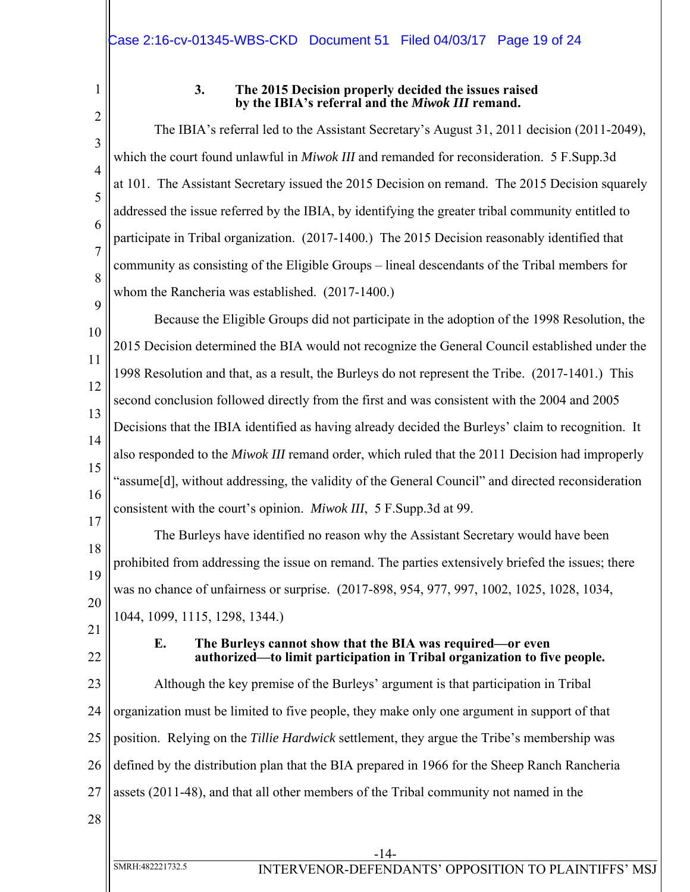### 3. The 2015 Decision properly decided the issues raised by the IBIA's referral and the *Miwok III* remand.

The IBIA's referral led to the Assistant Secretary's August 31, 2011 decision (2011-2049), which the court found unlawful in *Miwok III* and remanded for reconsideration. 5 F.Supp.3d at 101. The Assistant Secretary issued the 2015 Decision on remand. The 2015 Decision squarely addressed the issue referred by the IBIA, by identifying the greater tribal community entitled to participate in Tribal organization. (2017-1400.) The 2015 Decision reasonably identified that community as consisting of the Eligible Groups – lineal descendants of the Tribal members for whom the Rancheria was established. (2017-1400.)

Because the Eligible Groups did not participate in the adoption of the 1998 Resolution, the 2015 Decision determined the BIA would not recognize the General Council established under the 1998 Resolution and that, as a result, the Burleys do not represent the Tribe. (2017-1401.) This second conclusion followed directly from the first and was consistent with the 2004 and 2005 Decisions that the IBIA identified as having already decided the Burleys' claim to recognition. It also responded to the *Miwok III* remand order, which ruled that the 2011 Decision had improperly "assume[d], without addressing, the validity of the General Council" and directed reconsideration consistent with the court's opinion. *Miwok III*, 5 F.Supp.3d at 99.

The Burleys have identified no reason why the Assistant Secretary would have been prohibited from addressing the issue on remand. The parties extensively briefed the issues; there was no chance of unfairness or surprise. (2017-898, 954, 977, 997, 1002, 1025, 1028, 1034, 1044, 1099, 1115, 1298, 1344.)

## E. The Burleys cannot show that the BIA was required—or even authorized—to limit participation in Tribal organization to five people.

Although the key premise of the Burleys' argument is that participation in Tribal organization must be limited to five people, they make only one argument in support of that position. Relying on the *Tillie Hardwick* settlement, they argue the Tribe's membership was defined by the distribution plan that the BIA prepared in 1966 for the Sheep Ranch Rancheria assets (2011-48), and that all other members of the Tribal community not named in the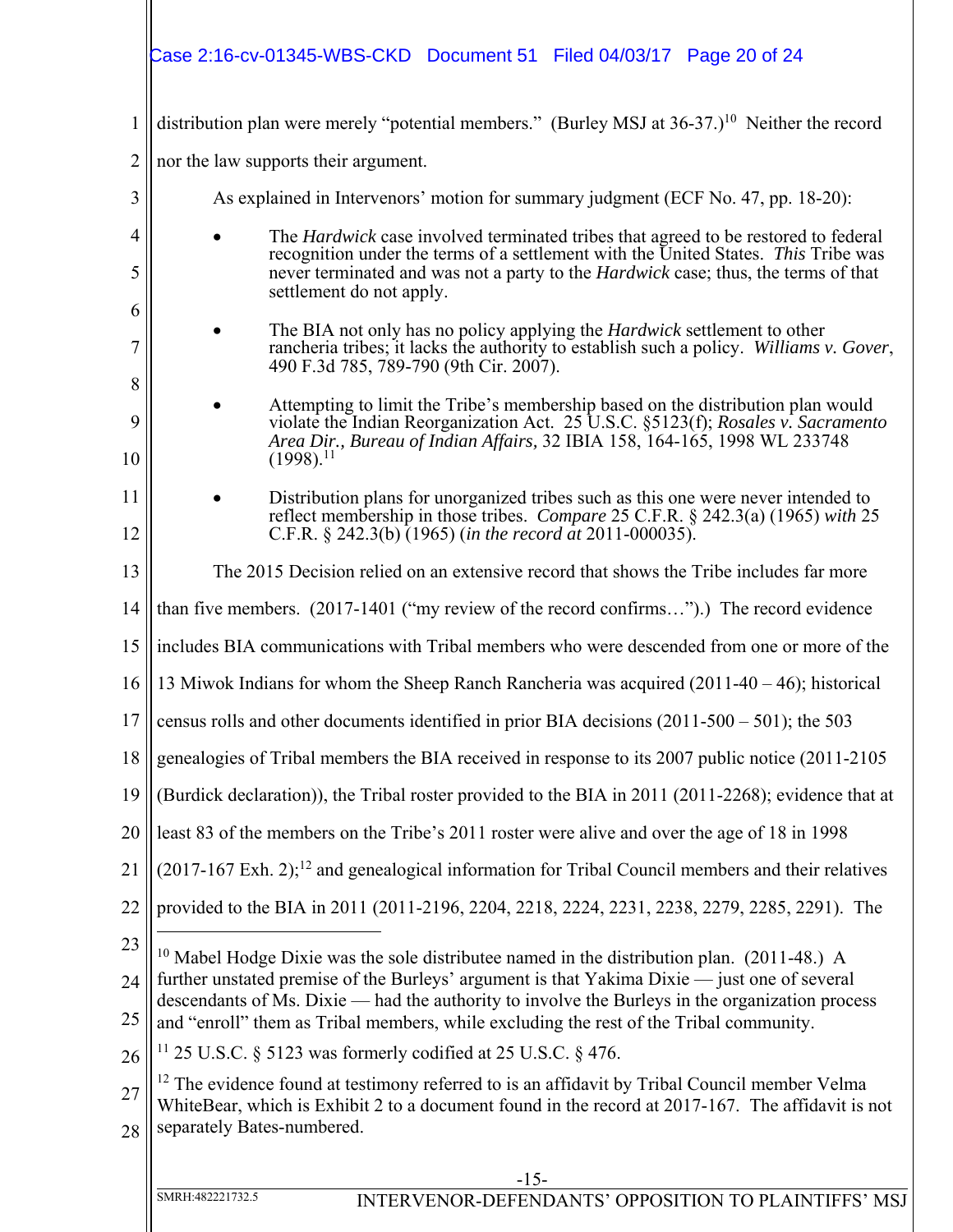distribution plan were merely "potential members." (Burley MSJ at 36-37.)[10] Neither the record nor the law supports their argument.

As explained in Intervenors' motion for summary judgment (ECF No. 47, pp. 18-20):

- The *Hardwick* case involved terminated tribes that agreed to be restored to federal recognition under the terms of a settlement with the United States. *This* Tribe was never terminated and was not a party to the *Hardwick* case; thus, the terms of that settlement do not apply.

- The BIA not only has no policy applying the *Hardwick* settlement to other rancheria tribes; it lacks the authority to establish such a policy. *Williams v. Gover*, 490 F.3d 785, 789-790 (9th Cir. 2007).

- Attempting to limit the Tribe's membership based on the distribution plan would violate the Indian Reorganization Act. 25 U.S.C. §5123(f); *Rosales v. Sacramento Area Dir., Bureau of Indian Affairs,* 32 IBIA 158, 164-165, 1998 WL 233748 (1998).[11]

- Distribution plans for unorganized tribes such as this one were never intended to reflect membership in those tribes. *Compare* 25 C.F.R. § 242.3(a) (1965) *with* 25 C.F.R. § 242.3(b) (1965) (*in the record at* 2011-000035).

The 2015 Decision relied on an extensive record that shows the Tribe includes far more than five members. (2017-1401 ("my review of the record confirms…").) The record evidence includes BIA communications with Tribal members who were descended from one or more of the 13 Miwok Indians for whom the Sheep Ranch Rancheria was acquired (2011-40 – 46); historical census rolls and other documents identified in prior BIA decisions (2011-500 – 501); the 503 genealogies of Tribal members the BIA received in response to its 2007 public notice (2011-2105 (Burdick declaration)), the Tribal roster provided to the BIA in 2011 (2011-2268); evidence that at least 83 of the members on the Tribe's 2011 roster were alive and over the age of 18 in 1998 (2017-167 Exh. 2);[12] and genealogical information for Tribal Council members and their relatives provided to the BIA in 2011 (2011-2196, 2204, 2218, 2224, 2231, 2238, 2279, 2285, 2291). The

---

[10] Mabel Hodge Dixie was the sole distributee named in the distribution plan. (2011-48.) A further unstated premise of the Burleys' argument is that Yakima Dixie — just one of several descendants of Ms. Dixie — had the authority to involve the Burleys in the organization process and "enroll" them as Tribal members, while excluding the rest of the Tribal community.

[11] 25 U.S.C. § 5123 was formerly codified at 25 U.S.C. § 476.

[12] The evidence found at testimony referred to is an affidavit by Tribal Council member Velma WhiteBear, which is Exhibit 2 to a document found in the record at 2017-167. The affidavit is not separately Bates-numbered.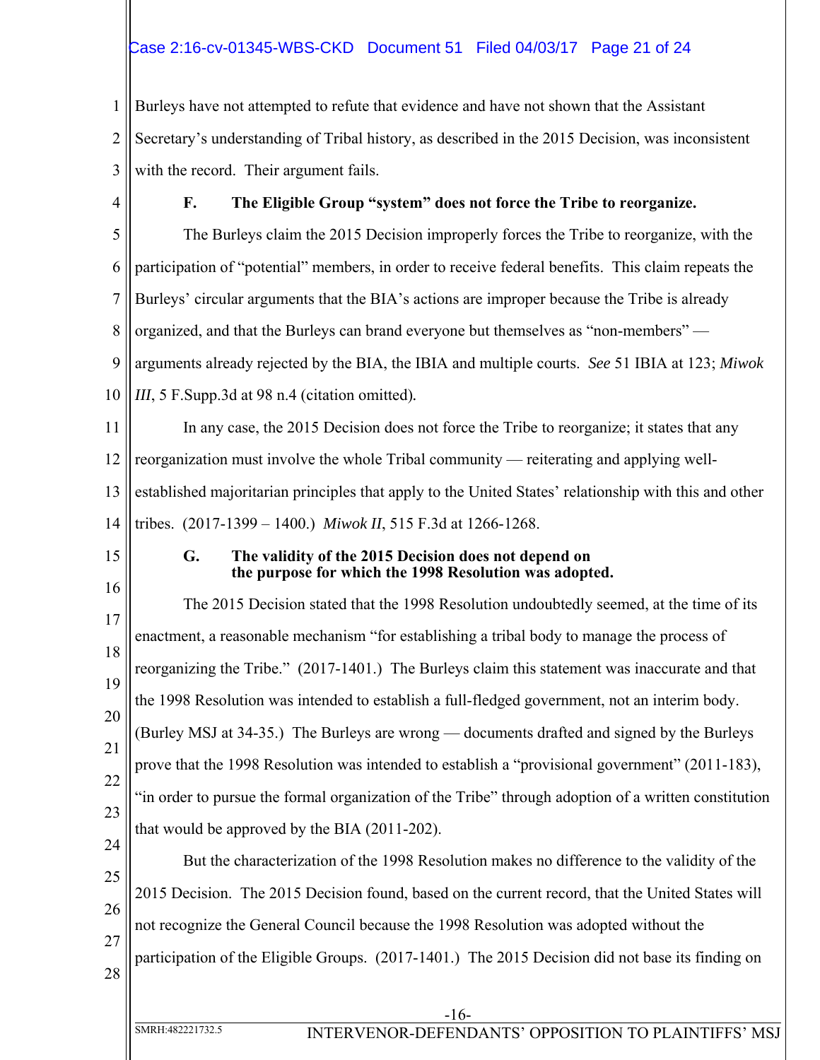Burleys have not attempted to refute that evidence and have not shown that the Assistant Secretary's understanding of Tribal history, as described in the 2015 Decision, was inconsistent with the record. Their argument fails.

**F. The Eligible Group "system" does not force the Tribe to reorganize.**

The Burleys claim the 2015 Decision improperly forces the Tribe to reorganize, with the participation of "potential" members, in order to receive federal benefits. This claim repeats the Burleys' circular arguments that the BIA's actions are improper because the Tribe is already organized, and that the Burleys can brand everyone but themselves as "non-members" — arguments already rejected by the BIA, the IBIA and multiple courts. *See* 51 IBIA at 123; *Miwok III*, 5 F.Supp.3d at 98 n.4 (citation omitted).

In any case, the 2015 Decision does not force the Tribe to reorganize; it states that any reorganization must involve the whole Tribal community — reiterating and applying well-established majoritarian principles that apply to the United States' relationship with this and other tribes. (2017-1399 – 1400.) *Miwok II*, 515 F.3d at 1266-1268.

**G. The validity of the 2015 Decision does not depend on the purpose for which the 1998 Resolution was adopted.**

The 2015 Decision stated that the 1998 Resolution undoubtedly seemed, at the time of its enactment, a reasonable mechanism "for establishing a tribal body to manage the process of reorganizing the Tribe." (2017-1401.) The Burleys claim this statement was inaccurate and that the 1998 Resolution was intended to establish a full-fledged government, not an interim body. (Burley MSJ at 34-35.) The Burleys are wrong — documents drafted and signed by the Burleys prove that the 1998 Resolution was intended to establish a "provisional government" (2011-183), "in order to pursue the formal organization of the Tribe" through adoption of a written constitution that would be approved by the BIA (2011-202).

But the characterization of the 1998 Resolution makes no difference to the validity of the 2015 Decision. The 2015 Decision found, based on the current record, that the United States will not recognize the General Council because the 1998 Resolution was adopted without the participation of the Eligible Groups. (2017-1401.) The 2015 Decision did not base its finding on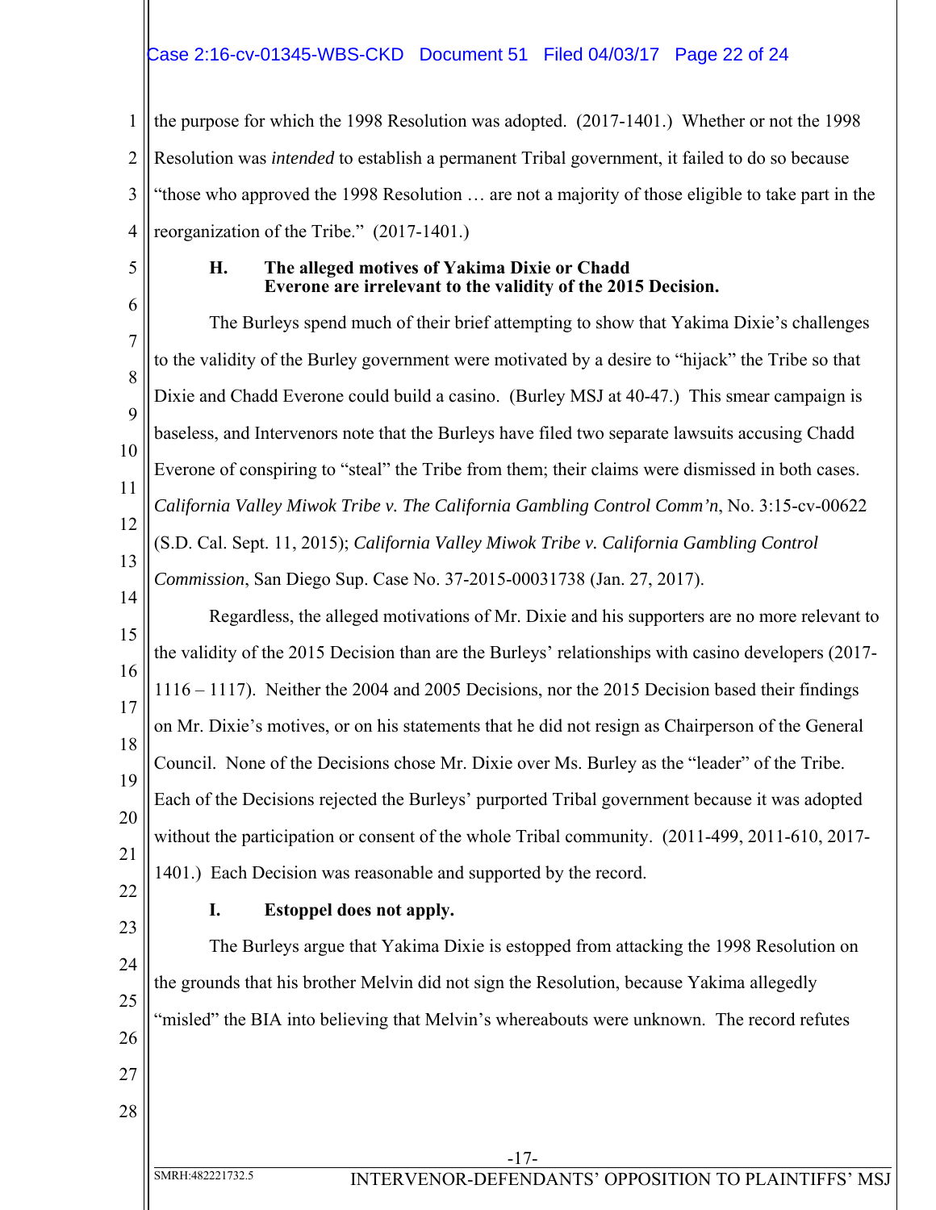the purpose for which the 1998 Resolution was adopted. (2017-1401.) Whether or not the 1998 Resolution was *intended* to establish a permanent Tribal government, it failed to do so because "those who approved the 1998 Resolution … are not a majority of those eligible to take part in the reorganization of the Tribe." (2017-1401.)

### H. The alleged motives of Yakima Dixie or Chadd Everone are irrelevant to the validity of the 2015 Decision.

The Burleys spend much of their brief attempting to show that Yakima Dixie's challenges to the validity of the Burley government were motivated by a desire to "hijack" the Tribe so that Dixie and Chadd Everone could build a casino. (Burley MSJ at 40-47.) This smear campaign is baseless, and Intervenors note that the Burleys have filed two separate lawsuits accusing Chadd Everone of conspiring to "steal" the Tribe from them; their claims were dismissed in both cases. *California Valley Miwok Tribe v. The California Gambling Control Comm'n*, No. 3:15-cv-00622 (S.D. Cal. Sept. 11, 2015); *California Valley Miwok Tribe v. California Gambling Control Commission*, San Diego Sup. Case No. 37-2015-00031738 (Jan. 27, 2017).

Regardless, the alleged motivations of Mr. Dixie and his supporters are no more relevant to the validity of the 2015 Decision than are the Burleys' relationships with casino developers (2017-1116 – 1117). Neither the 2004 and 2005 Decisions, nor the 2015 Decision based their findings on Mr. Dixie's motives, or on his statements that he did not resign as Chairperson of the General Council. None of the Decisions chose Mr. Dixie over Ms. Burley as the "leader" of the Tribe. Each of the Decisions rejected the Burleys' purported Tribal government because it was adopted without the participation or consent of the whole Tribal community. (2011-499, 2011-610, 2017-1401.) Each Decision was reasonable and supported by the record.

### I. Estoppel does not apply.

The Burleys argue that Yakima Dixie is estopped from attacking the 1998 Resolution on the grounds that his brother Melvin did not sign the Resolution, because Yakima allegedly "misled" the BIA into believing that Melvin's whereabouts were unknown. The record refutes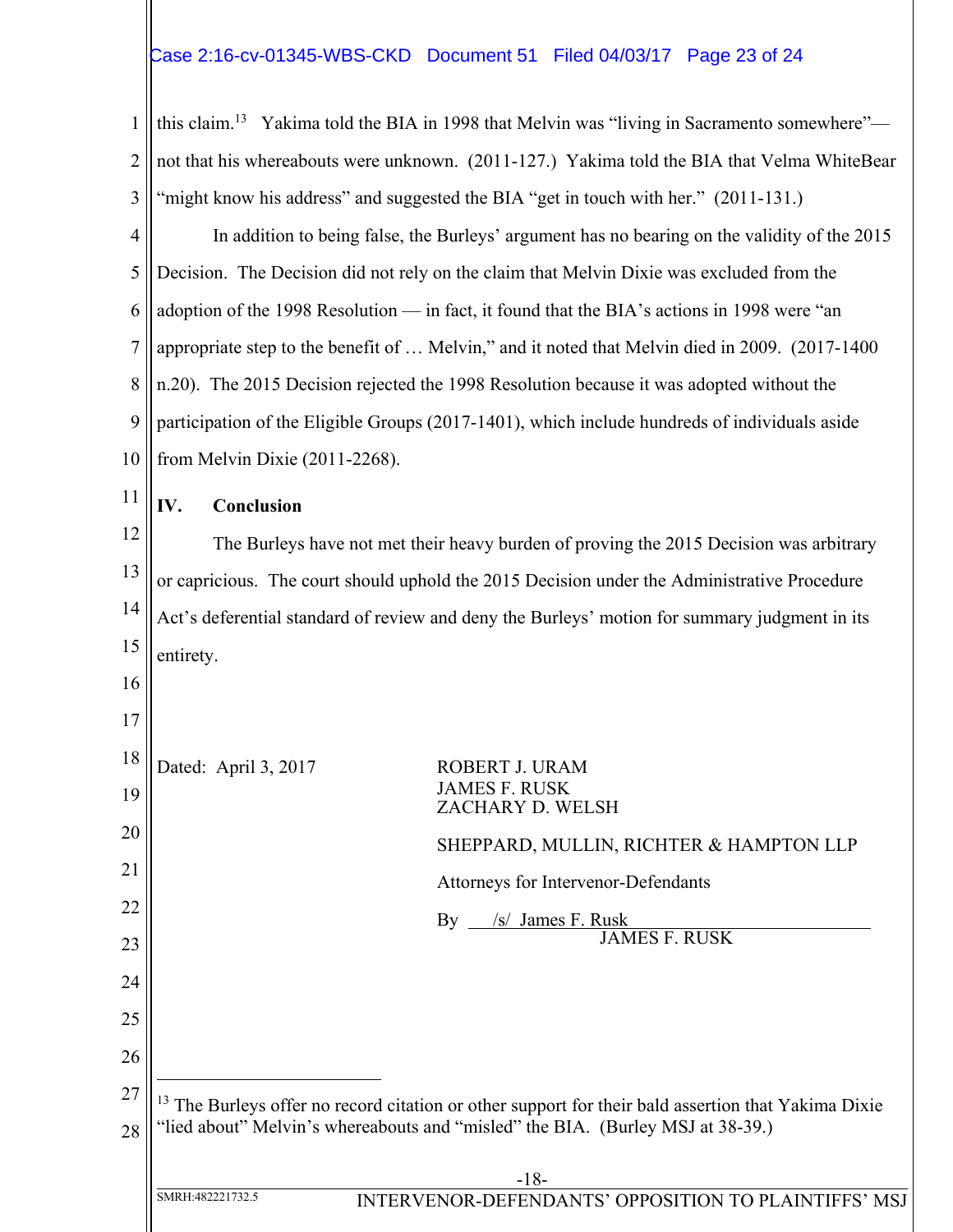this claim.[13] Yakima told the BIA in 1998 that Melvin was "living in Sacramento somewhere"—not that his whereabouts were unknown. (2011-127.) Yakima told the BIA that Velma WhiteBear "might know his address" and suggested the BIA "get in touch with her." (2011-131.)

In addition to being false, the Burleys' argument has no bearing on the validity of the 2015 Decision. The Decision did not rely on the claim that Melvin Dixie was excluded from the adoption of the 1998 Resolution — in fact, it found that the BIA's actions in 1998 were "an appropriate step to the benefit of … Melvin," and it noted that Melvin died in 2009. (2017-1400 n.20). The 2015 Decision rejected the 1998 Resolution because it was adopted without the participation of the Eligible Groups (2017-1401), which include hundreds of individuals aside from Melvin Dixie (2011-2268).

## IV. Conclusion

The Burleys have not met their heavy burden of proving the 2015 Decision was arbitrary or capricious. The court should uphold the 2015 Decision under the Administrative Procedure Act's deferential standard of review and deny the Burleys' motion for summary judgment in its entirety.

Dated: April 3, 2017

ROBERT J. URAM
JAMES F. RUSK
ZACHARY D. WELSH

SHEPPARD, MULLIN, RICHTER & HAMPTON LLP

Attorneys for Intervenor-Defendants

By /s/ James F. Rusk
JAMES F. RUSK

[13] The Burleys offer no record citation or other support for their bald assertion that Yakima Dixie "lied about" Melvin's whereabouts and "misled" the BIA. (Burley MSJ at 38-39.)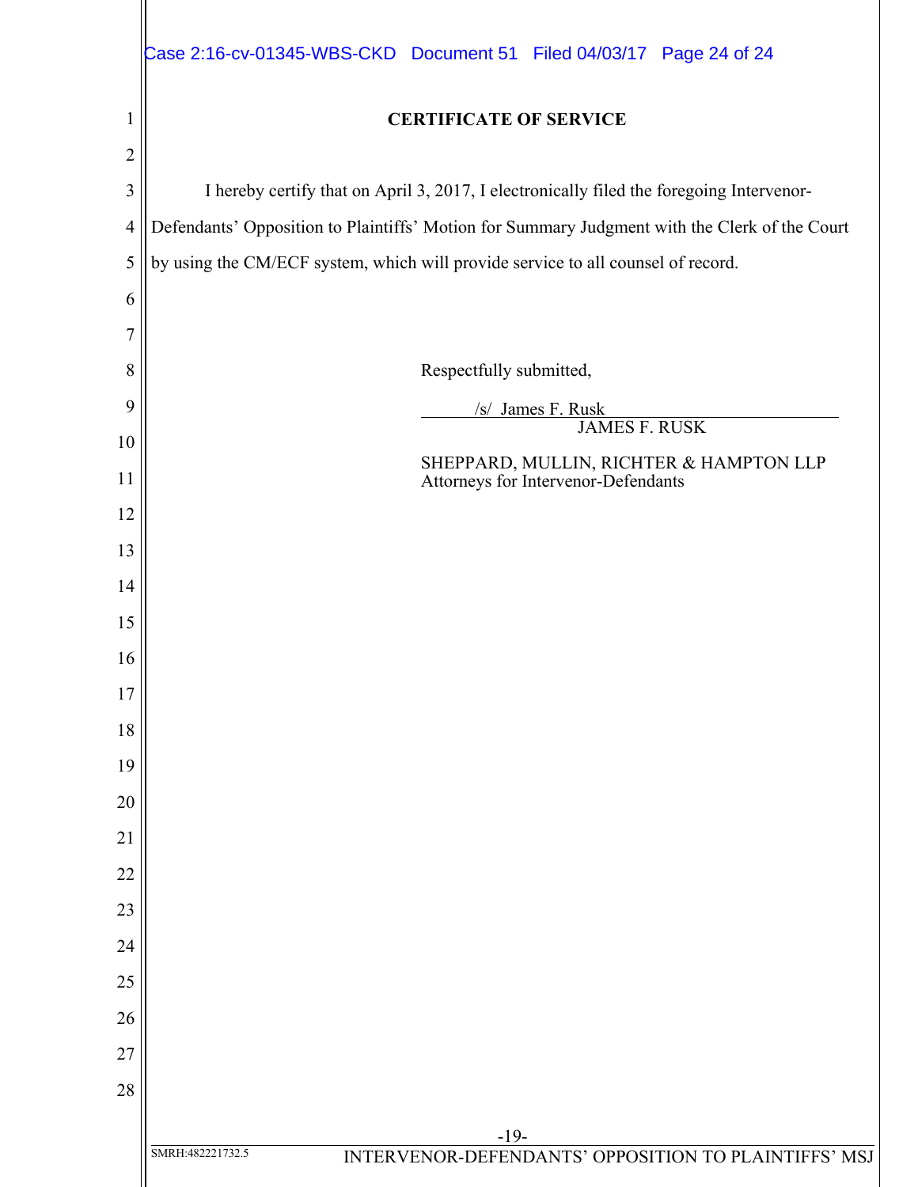**CERTIFICATE OF SERVICE**

I hereby certify that on April 3, 2017, I electronically filed the foregoing Intervenor-Defendants' Opposition to Plaintiffs' Motion for Summary Judgment with the Clerk of the Court by using the CM/ECF system, which will provide service to all counsel of record.

Respectfully submitted,

/s/ James F. Rusk
JAMES F. RUSK

SHEPPARD, MULLIN, RICHTER & HAMPTON LLP
Attorneys for Intervenor-Defendants